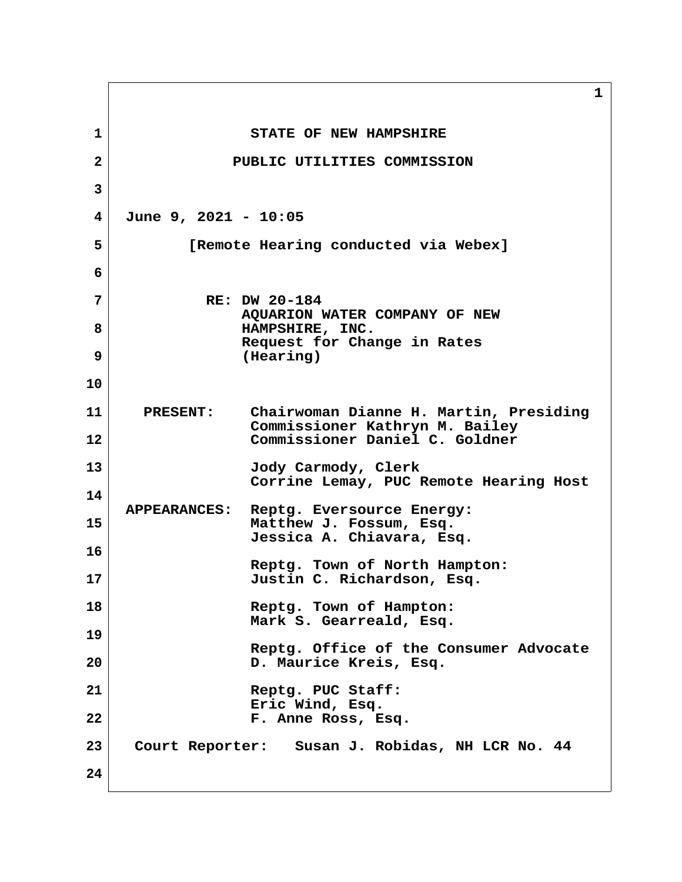STATE OF NEW HAMPSHIRE

PUBLIC UTILITIES COMMISSION

June 9, 2021 - 10:05

[Remote Hearing conducted via Webex]

RE: DW 20-184
AQUARION WATER COMPANY OF NEW HAMPSHIRE, INC.
Request for Change in Rates
(Hearing)

PRESENT: Chairwoman Dianne H. Martin, Presiding
Commissioner Kathryn M. Bailey
Commissioner Daniel C. Goldner

Jody Carmody, Clerk
Corrine Lemay, PUC Remote Hearing Host

APPEARANCES: Reptg. Eversource Energy:
Matthew J. Fossum, Esq.
Jessica A. Chiavara, Esq.

Reptg. Town of North Hampton:
Justin C. Richardson, Esq.

Reptg. Town of Hampton:
Mark S. Gearreald, Esq.

Reptg. Office of the Consumer Advocate
D. Maurice Kreis, Esq.

Reptg. PUC Staff:
Eric Wind, Esq.
F. Anne Ross, Esq.

Court Reporter: Susan J. Robidas, NH LCR No. 44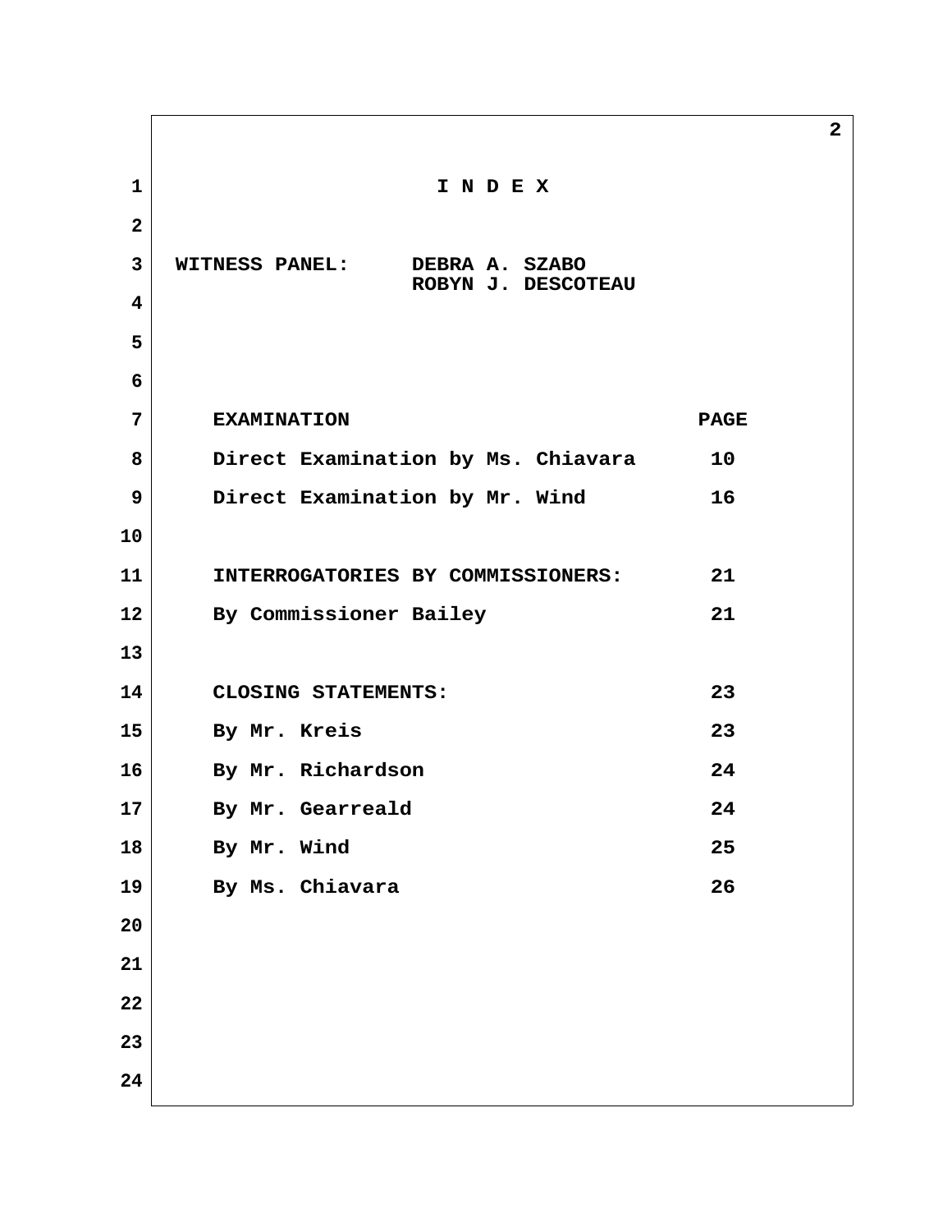# I N D E X

**WITNESS PANEL:** DEBRA A. SZABO
ROBYN J. DESCOTEAU

| EXAMINATION | PAGE |
|---|---|
| Direct Examination by Ms. Chiavara | 10 |
| Direct Examination by Mr. Wind | 16 |
| | |
| INTERROGATORIES BY COMMISSIONERS: | 21 |
| By Commissioner Bailey | 21 |
| | |
| CLOSING STATEMENTS: | 23 |
| By Mr. Kreis | 23 |
| By Mr. Richardson | 24 |
| By Mr. Gearreald | 24 |
| By Mr. Wind | 25 |
| By Ms. Chiavara | 26 |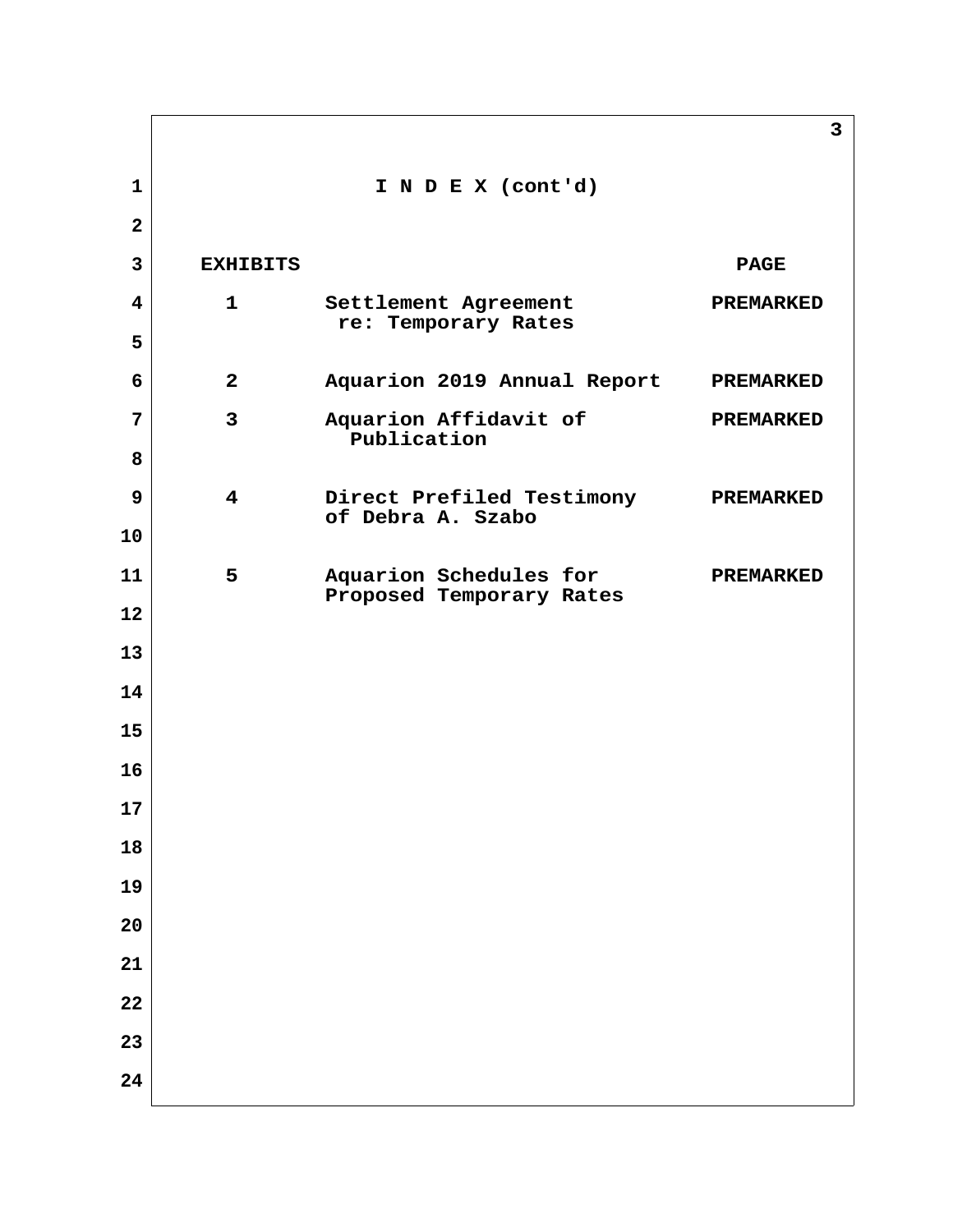# I N D E X (cont'd)

| EXHIBITS | | PAGE |
|---|---|---|
| 1 | Settlement Agreement re: Temporary Rates | PREMARKED |
| 2 | Aquarion 2019 Annual Report | PREMARKED |
| 3 | Aquarion Affidavit of Publication | PREMARKED |
| 4 | Direct Prefiled Testimony of Debra A. Szabo | PREMARKED |
| 5 | Aquarion Schedules for Proposed Temporary Rates | PREMARKED |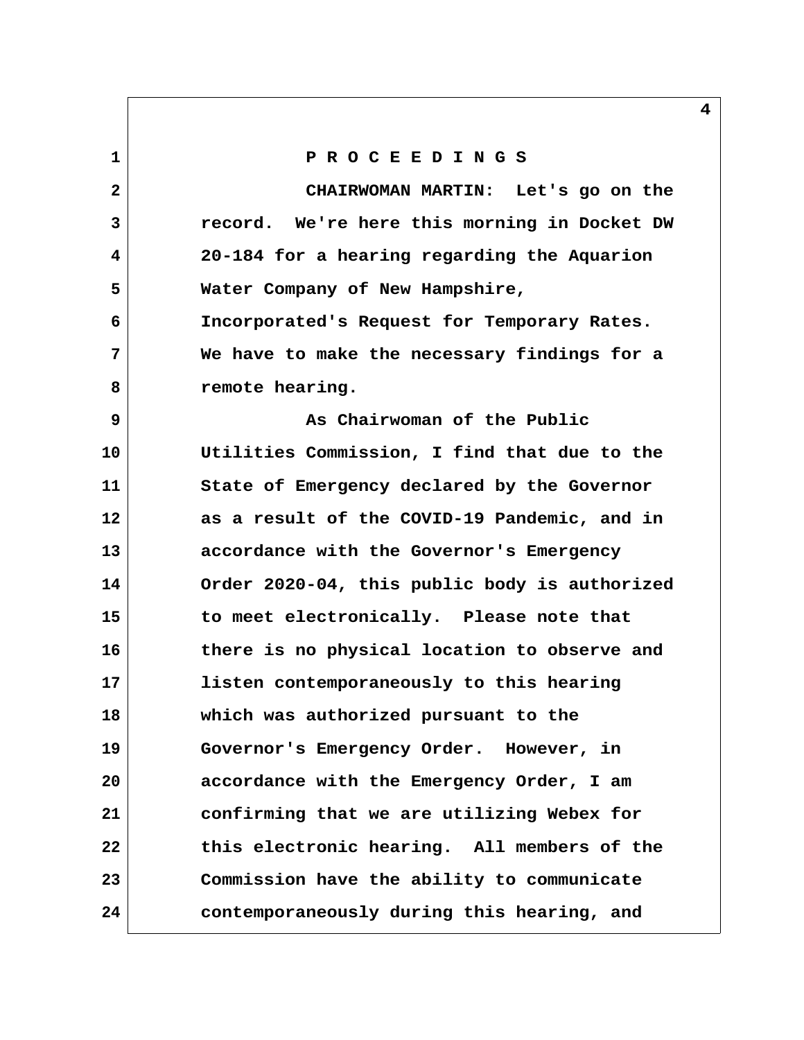**P R O C E E D I N G S**

CHAIRWOMAN MARTIN: Let's go on the record. We're here this morning in Docket DW 20-184 for a hearing regarding the Aquarion Water Company of New Hampshire, Incorporated's Request for Temporary Rates. We have to make the necessary findings for a remote hearing.

As Chairwoman of the Public Utilities Commission, I find that due to the State of Emergency declared by the Governor as a result of the COVID-19 Pandemic, and in accordance with the Governor's Emergency Order 2020-04, this public body is authorized to meet electronically. Please note that there is no physical location to observe and listen contemporaneously to this hearing which was authorized pursuant to the Governor's Emergency Order. However, in accordance with the Emergency Order, I am confirming that we are utilizing Webex for this electronic hearing. All members of the Commission have the ability to communicate contemporaneously during this hearing, and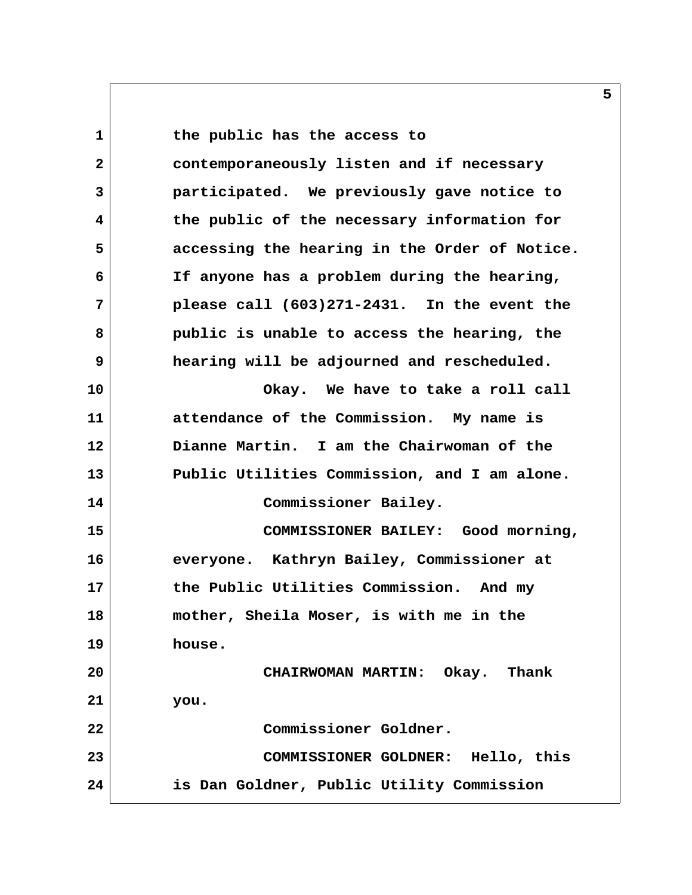the public has the access to contemporaneously listen and if necessary participated. We previously gave notice to the public of the necessary information for accessing the hearing in the Order of Notice. If anyone has a problem during the hearing, please call (603)271-2431. In the event the public is unable to access the hearing, the hearing will be adjourned and rescheduled.

Okay. We have to take a roll call attendance of the Commission. My name is Dianne Martin. I am the Chairwoman of the Public Utilities Commission, and I am alone.

Commissioner Bailey.

COMMISSIONER BAILEY: Good morning, everyone. Kathryn Bailey, Commissioner at the Public Utilities Commission. And my mother, Sheila Moser, is with me in the house.

CHAIRWOMAN MARTIN: Okay. Thank you.

Commissioner Goldner.

COMMISSIONER GOLDNER: Hello, this is Dan Goldner, Public Utility Commission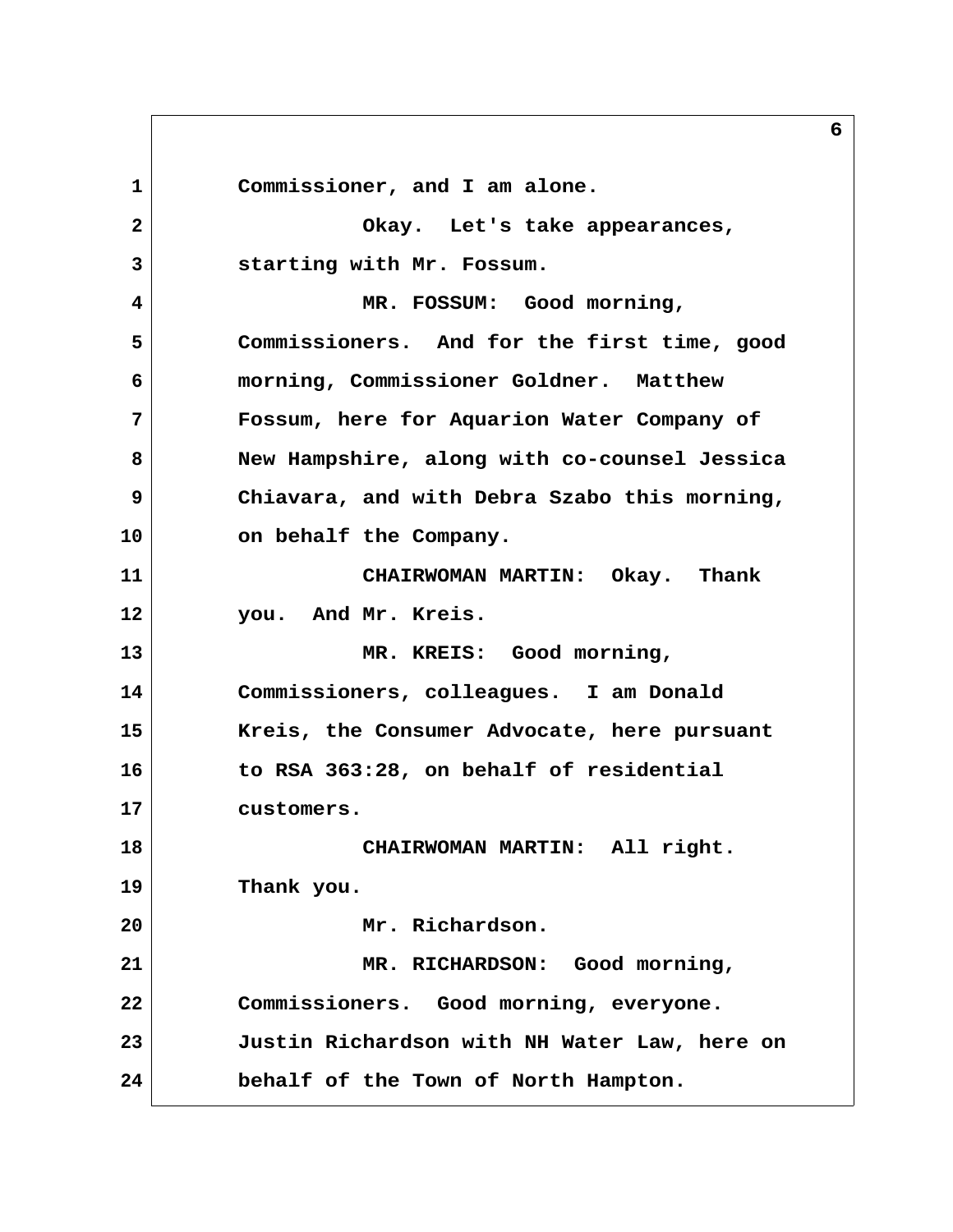Commissioner, and I am alone.

Okay. Let's take appearances, starting with Mr. Fossum.

MR. FOSSUM: Good morning, Commissioners. And for the first time, good morning, Commissioner Goldner. Matthew Fossum, here for Aquarion Water Company of New Hampshire, along with co-counsel Jessica Chiavara, and with Debra Szabo this morning, on behalf the Company.

CHAIRWOMAN MARTIN: Okay. Thank you. And Mr. Kreis.

MR. KREIS: Good morning, Commissioners, colleagues. I am Donald Kreis, the Consumer Advocate, here pursuant to RSA 363:28, on behalf of residential customers.

CHAIRWOMAN MARTIN: All right. Thank you.

Mr. Richardson.

MR. RICHARDSON: Good morning, Commissioners. Good morning, everyone. Justin Richardson with NH Water Law, here on behalf of the Town of North Hampton.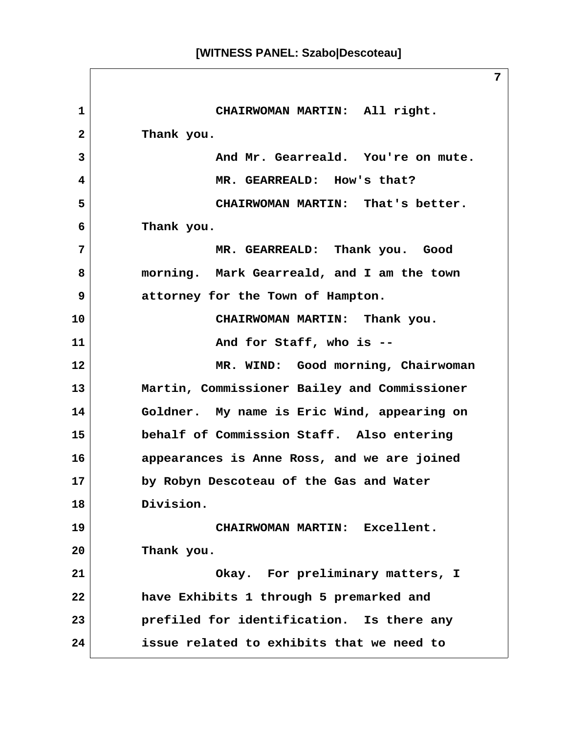CHAIRWOMAN MARTIN: All right. Thank you.

And Mr. Gearreald. You're on mute.

MR. GEARREALD: How's that?

CHAIRWOMAN MARTIN: That's better. Thank you.

MR. GEARREALD: Thank you. Good morning. Mark Gearreald, and I am the town attorney for the Town of Hampton.

CHAIRWOMAN MARTIN: Thank you.

And for Staff, who is --

MR. WIND: Good morning, Chairwoman Martin, Commissioner Bailey and Commissioner Goldner. My name is Eric Wind, appearing on behalf of Commission Staff. Also entering appearances is Anne Ross, and we are joined by Robyn Descoteau of the Gas and Water Division.

CHAIRWOMAN MARTIN: Excellent. Thank you.

Okay. For preliminary matters, I have Exhibits 1 through 5 premarked and prefiled for identification. Is there any issue related to exhibits that we need to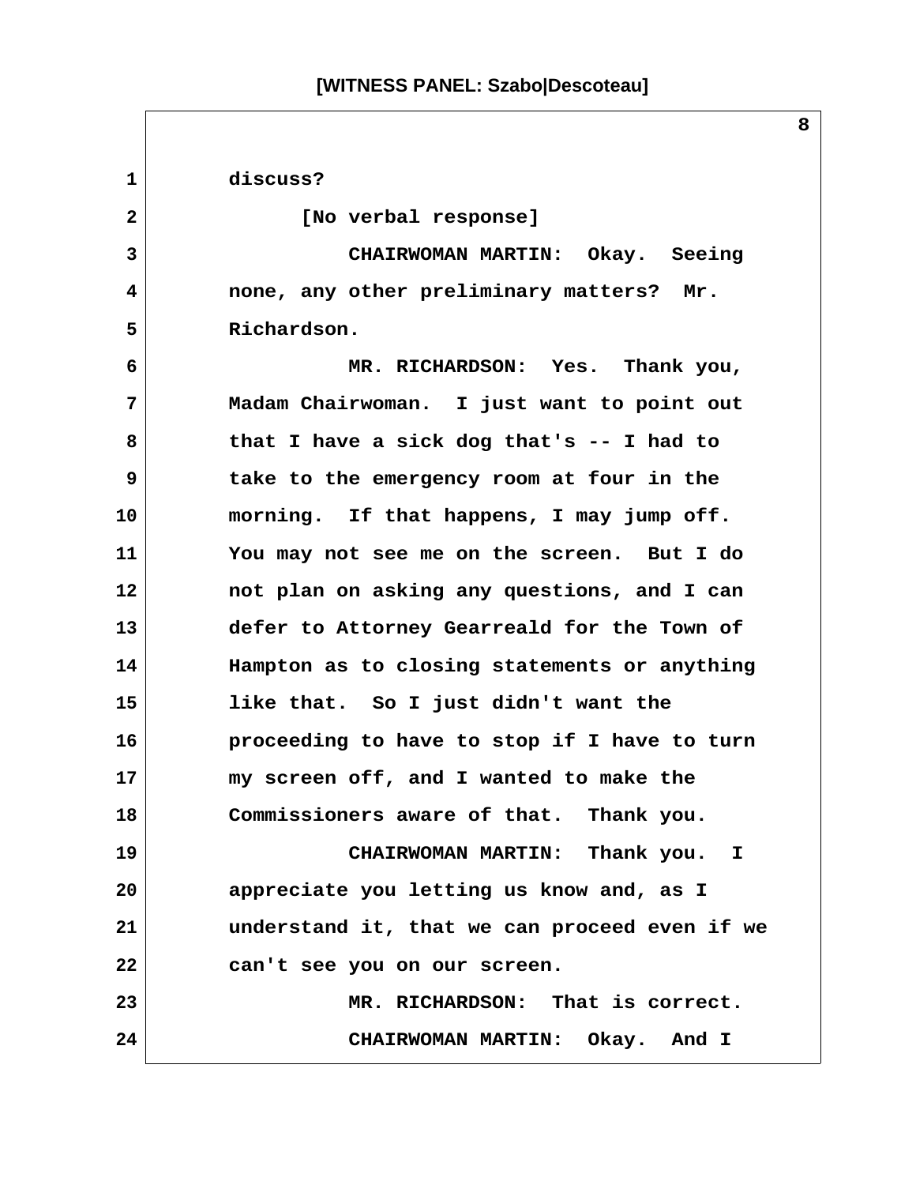discuss?

[No verbal response]

CHAIRWOMAN MARTIN: Okay. Seeing none, any other preliminary matters? Mr. Richardson.

MR. RICHARDSON: Yes. Thank you, Madam Chairwoman. I just want to point out that I have a sick dog that's -- I had to take to the emergency room at four in the morning. If that happens, I may jump off. You may not see me on the screen. But I do not plan on asking any questions, and I can defer to Attorney Gearreald for the Town of Hampton as to closing statements or anything like that. So I just didn't want the proceeding to have to stop if I have to turn my screen off, and I wanted to make the Commissioners aware of that. Thank you.

CHAIRWOMAN MARTIN: Thank you. I appreciate you letting us know and, as I understand it, that we can proceed even if we can't see you on our screen.

MR. RICHARDSON: That is correct.

CHAIRWOMAN MARTIN: Okay. And I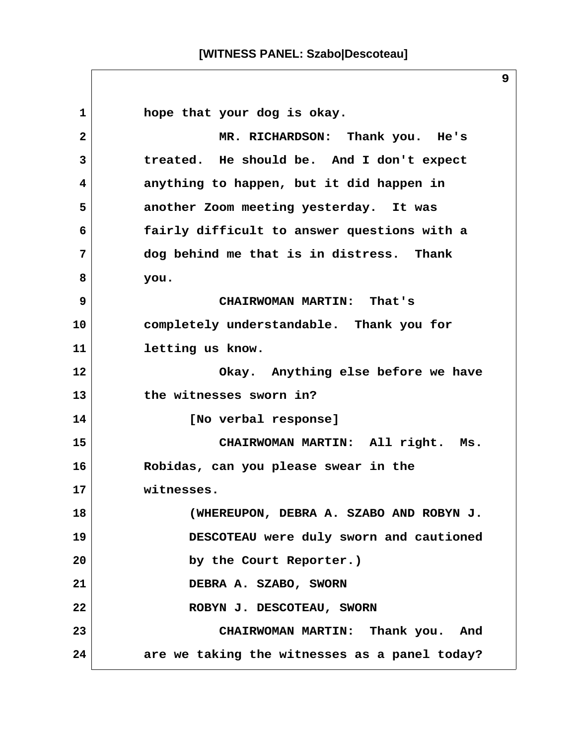hope that your dog is okay.

MR. RICHARDSON: Thank you. He's treated. He should be. And I don't expect anything to happen, but it did happen in another Zoom meeting yesterday. It was fairly difficult to answer questions with a dog behind me that is in distress. Thank you.

CHAIRWOMAN MARTIN: That's completely understandable. Thank you for letting us know.

Okay. Anything else before we have the witnesses sworn in?

[No verbal response]

CHAIRWOMAN MARTIN: All right. Ms. Robidas, can you please swear in the witnesses.

(WHEREUPON, DEBRA A. SZABO AND ROBYN J. DESCOTEAU were duly sworn and cautioned by the Court Reporter.)

DEBRA A. SZABO, SWORN

ROBYN J. DESCOTEAU, SWORN

CHAIRWOMAN MARTIN: Thank you. And are we taking the witnesses as a panel today?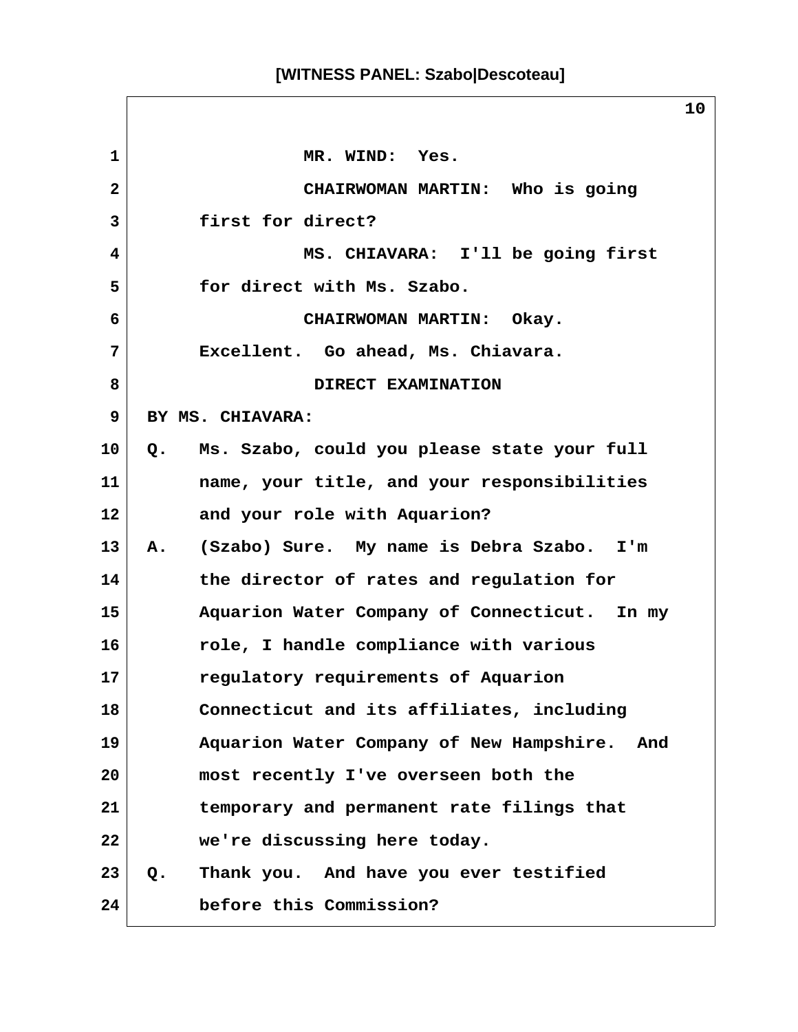MR. WIND: Yes.

CHAIRWOMAN MARTIN: Who is going first for direct?

MS. CHIAVARA: I'll be going first for direct with Ms. Szabo.

CHAIRWOMAN MARTIN: Okay. Excellent. Go ahead, Ms. Chiavara.

DIRECT EXAMINATION

BY MS. CHIAVARA:

Q. Ms. Szabo, could you please state your full name, your title, and your responsibilities and your role with Aquarion?

A. (Szabo) Sure. My name is Debra Szabo. I'm the director of rates and regulation for Aquarion Water Company of Connecticut. In my role, I handle compliance with various regulatory requirements of Aquarion Connecticut and its affiliates, including Aquarion Water Company of New Hampshire. And most recently I've overseen both the temporary and permanent rate filings that we're discussing here today.

Q. Thank you. And have you ever testified before this Commission?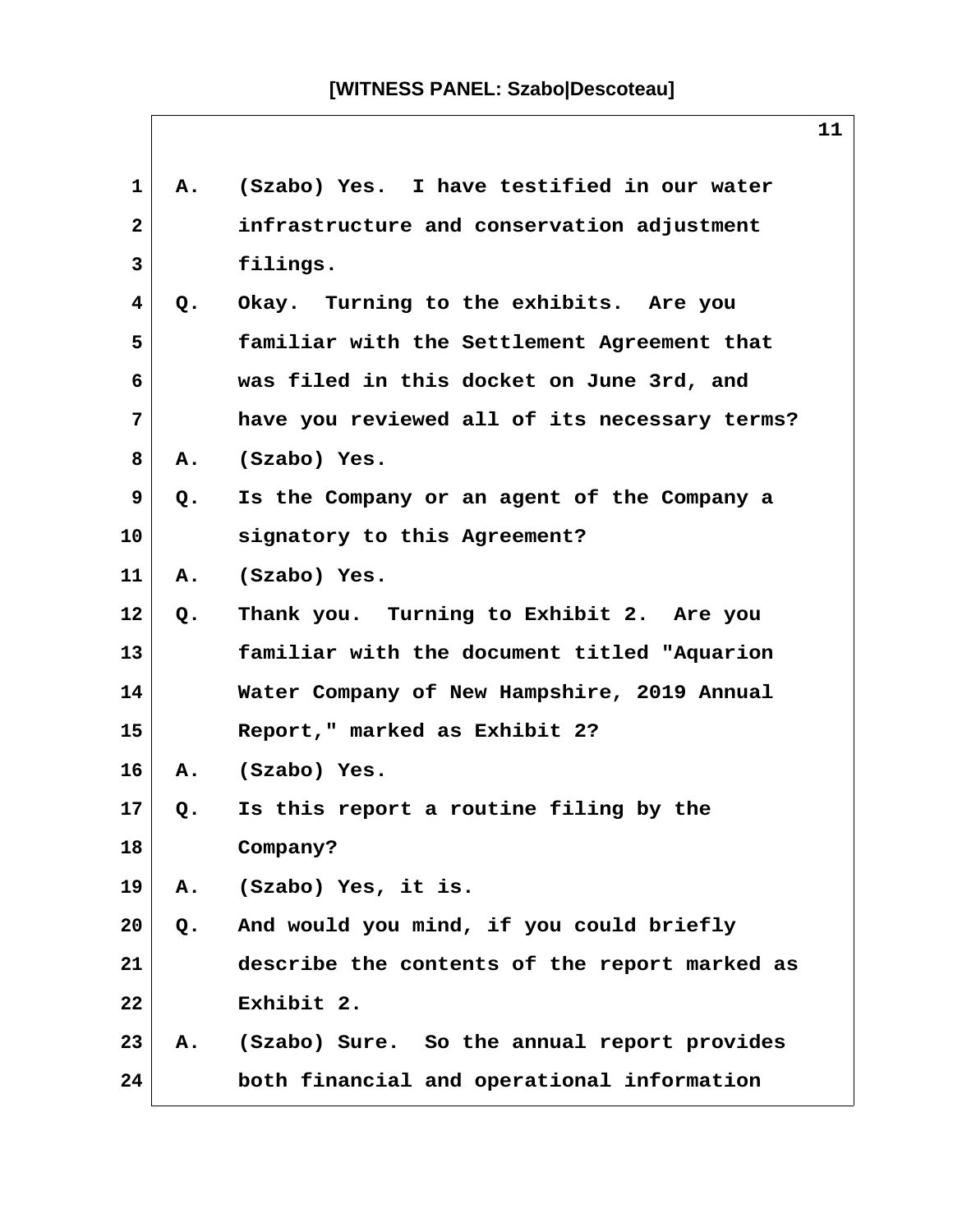A. (Szabo) Yes. I have testified in our water infrastructure and conservation adjustment filings.

Q. Okay. Turning to the exhibits. Are you familiar with the Settlement Agreement that was filed in this docket on June 3rd, and have you reviewed all of its necessary terms?

A. (Szabo) Yes.

Q. Is the Company or an agent of the Company a signatory to this Agreement?

A. (Szabo) Yes.

Q. Thank you. Turning to Exhibit 2. Are you familiar with the document titled "Aquarion Water Company of New Hampshire, 2019 Annual Report," marked as Exhibit 2?

A. (Szabo) Yes.

Q. Is this report a routine filing by the Company?

A. (Szabo) Yes, it is.

Q. And would you mind, if you could briefly describe the contents of the report marked as Exhibit 2.

A. (Szabo) Sure. So the annual report provides both financial and operational information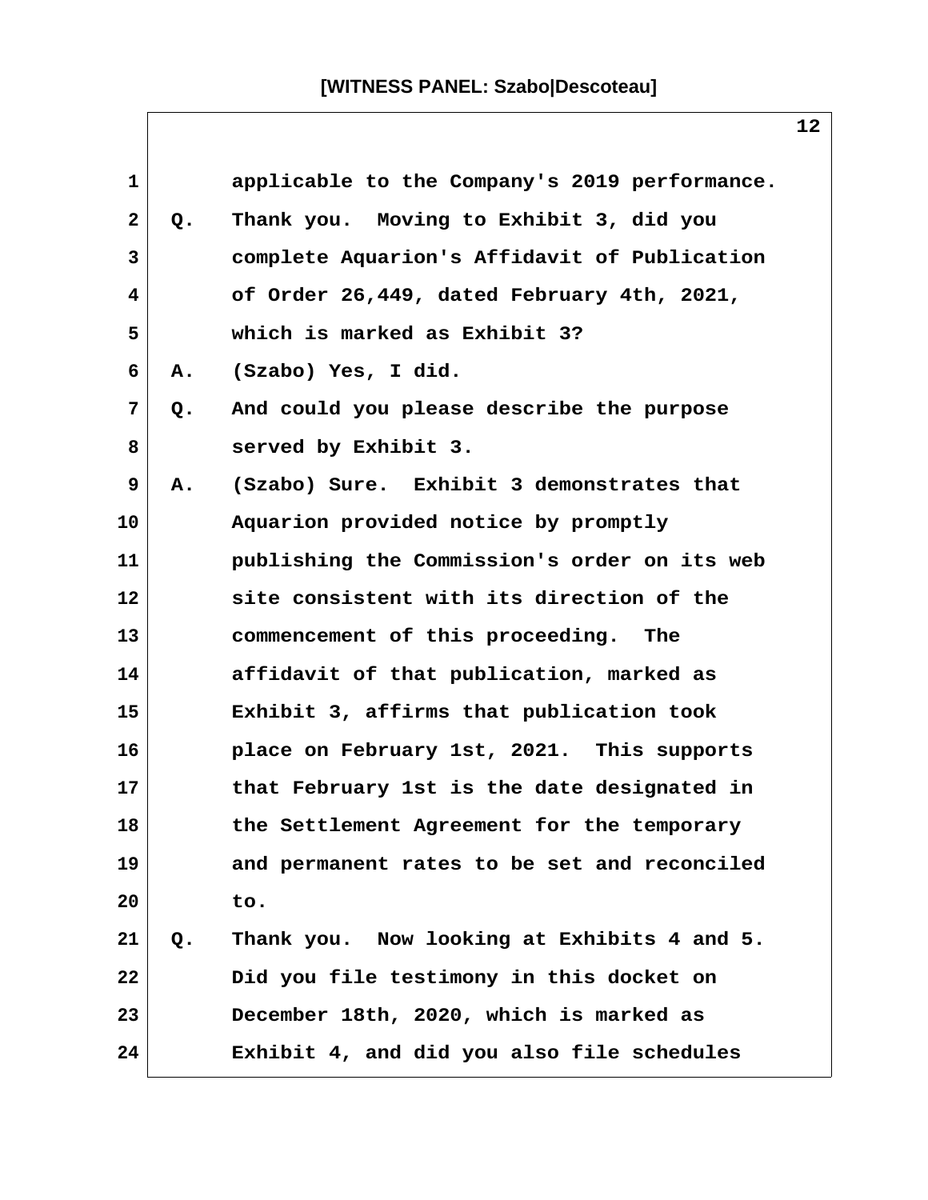applicable to the Company's 2019 performance.

Q. Thank you. Moving to Exhibit 3, did you complete Aquarion's Affidavit of Publication of Order 26,449, dated February 4th, 2021, which is marked as Exhibit 3?

A. (Szabo) Yes, I did.

Q. And could you please describe the purpose served by Exhibit 3.

A. (Szabo) Sure. Exhibit 3 demonstrates that Aquarion provided notice by promptly publishing the Commission's order on its web site consistent with its direction of the commencement of this proceeding. The affidavit of that publication, marked as Exhibit 3, affirms that publication took place on February 1st, 2021. This supports that February 1st is the date designated in the Settlement Agreement for the temporary and permanent rates to be set and reconciled to.

Q. Thank you. Now looking at Exhibits 4 and 5. Did you file testimony in this docket on December 18th, 2020, which is marked as Exhibit 4, and did you also file schedules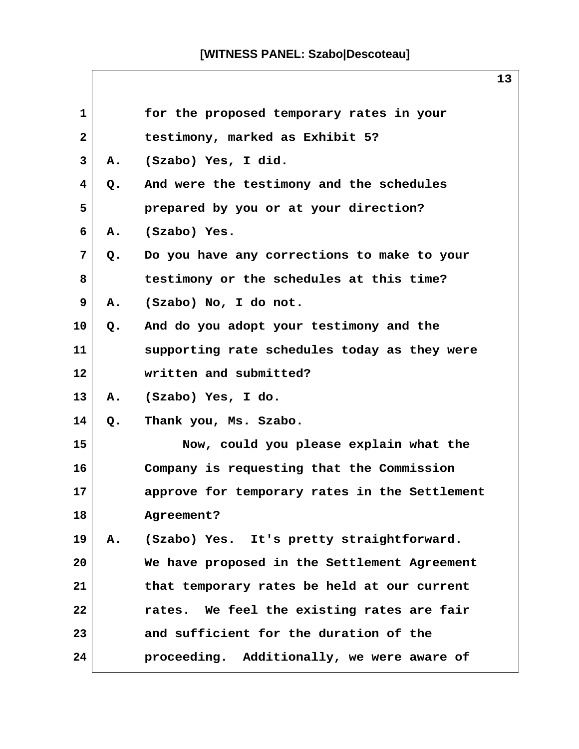for the proposed temporary rates in your testimony, marked as Exhibit 5?

A. (Szabo) Yes, I did.

Q. And were the testimony and the schedules prepared by you or at your direction?

A. (Szabo) Yes.

Q. Do you have any corrections to make to your testimony or the schedules at this time?

A. (Szabo) No, I do not.

Q. And do you adopt your testimony and the supporting rate schedules today as they were written and submitted?

A. (Szabo) Yes, I do.

Q. Thank you, Ms. Szabo.

Now, could you please explain what the Company is requesting that the Commission approve for temporary rates in the Settlement Agreement?

A. (Szabo) Yes. It's pretty straightforward. We have proposed in the Settlement Agreement that temporary rates be held at our current rates. We feel the existing rates are fair and sufficient for the duration of the proceeding. Additionally, we were aware of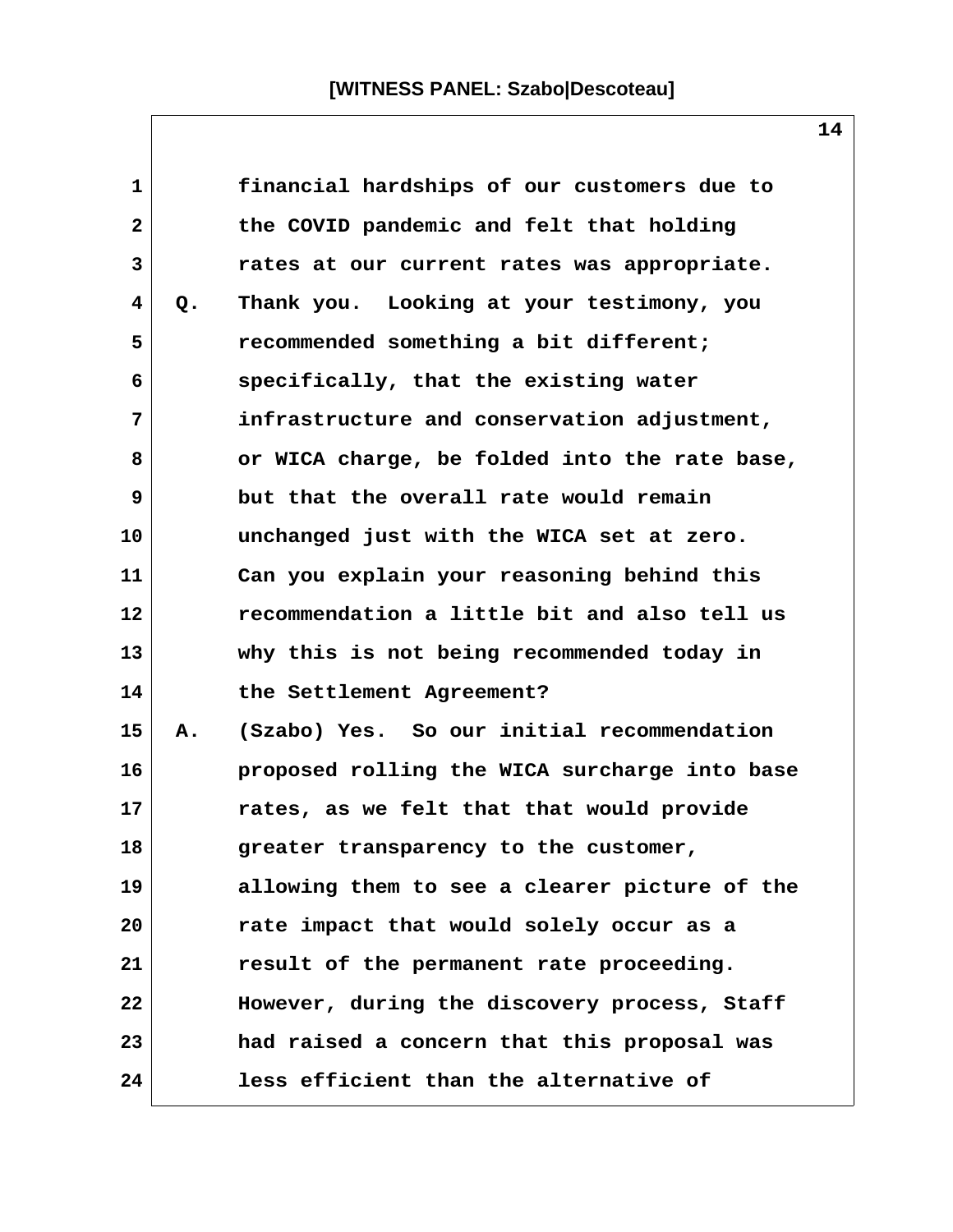financial hardships of our customers due to the COVID pandemic and felt that holding rates at our current rates was appropriate.

Q. Thank you. Looking at your testimony, you recommended something a bit different; specifically, that the existing water infrastructure and conservation adjustment, or WICA charge, be folded into the rate base, but that the overall rate would remain unchanged just with the WICA set at zero. Can you explain your reasoning behind this recommendation a little bit and also tell us why this is not being recommended today in the Settlement Agreement?

A. (Szabo) Yes. So our initial recommendation proposed rolling the WICA surcharge into base rates, as we felt that that would provide greater transparency to the customer, allowing them to see a clearer picture of the rate impact that would solely occur as a result of the permanent rate proceeding. However, during the discovery process, Staff had raised a concern that this proposal was less efficient than the alternative of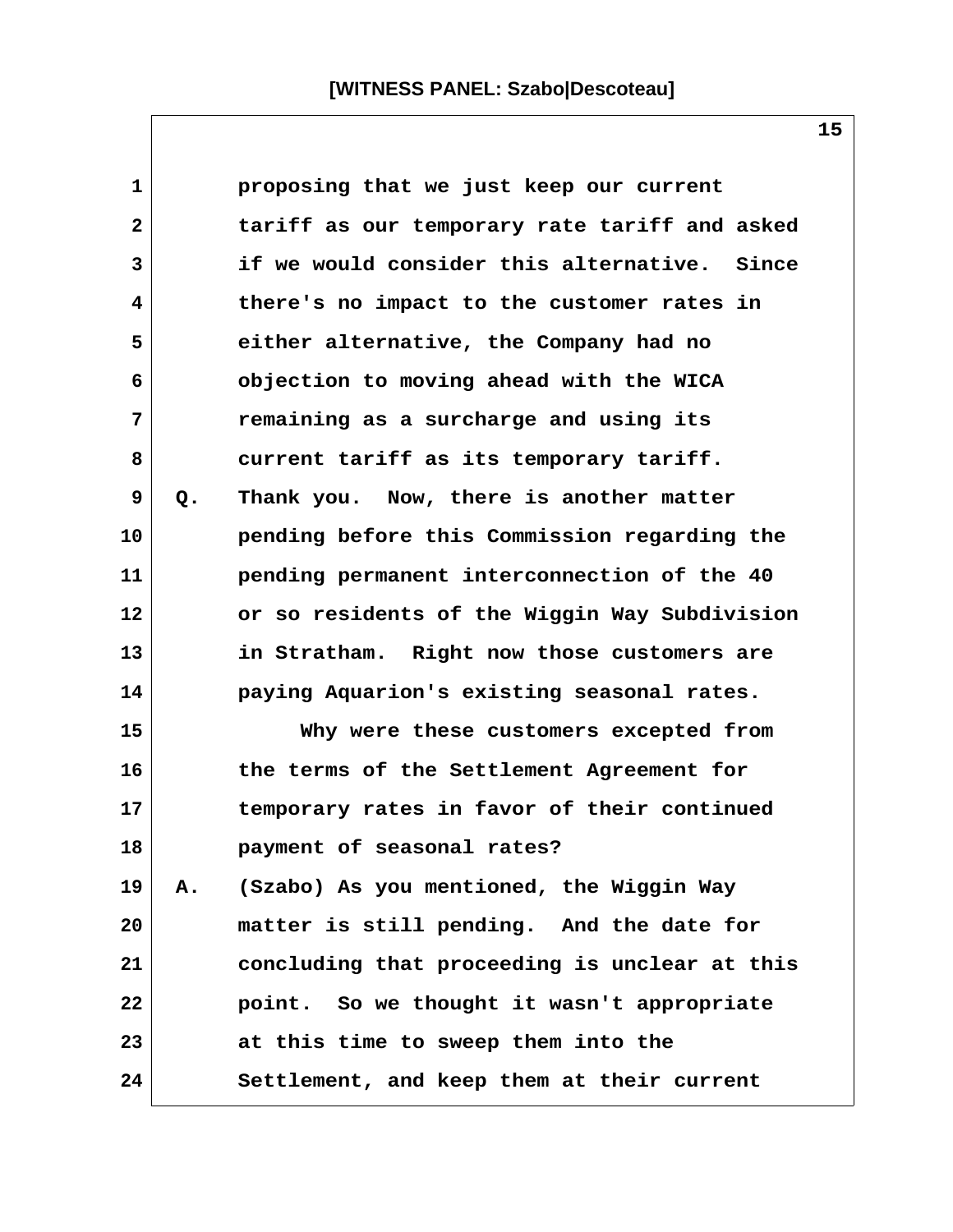proposing that we just keep our current tariff as our temporary rate tariff and asked if we would consider this alternative. Since there's no impact to the customer rates in either alternative, the Company had no objection to moving ahead with the WICA remaining as a surcharge and using its current tariff as its temporary tariff.

Q. Thank you. Now, there is another matter pending before this Commission regarding the pending permanent interconnection of the 40 or so residents of the Wiggin Way Subdivision in Stratham. Right now those customers are paying Aquarion's existing seasonal rates.

Why were these customers excepted from the terms of the Settlement Agreement for temporary rates in favor of their continued payment of seasonal rates?

A. (Szabo) As you mentioned, the Wiggin Way matter is still pending. And the date for concluding that proceeding is unclear at this point. So we thought it wasn't appropriate at this time to sweep them into the Settlement, and keep them at their current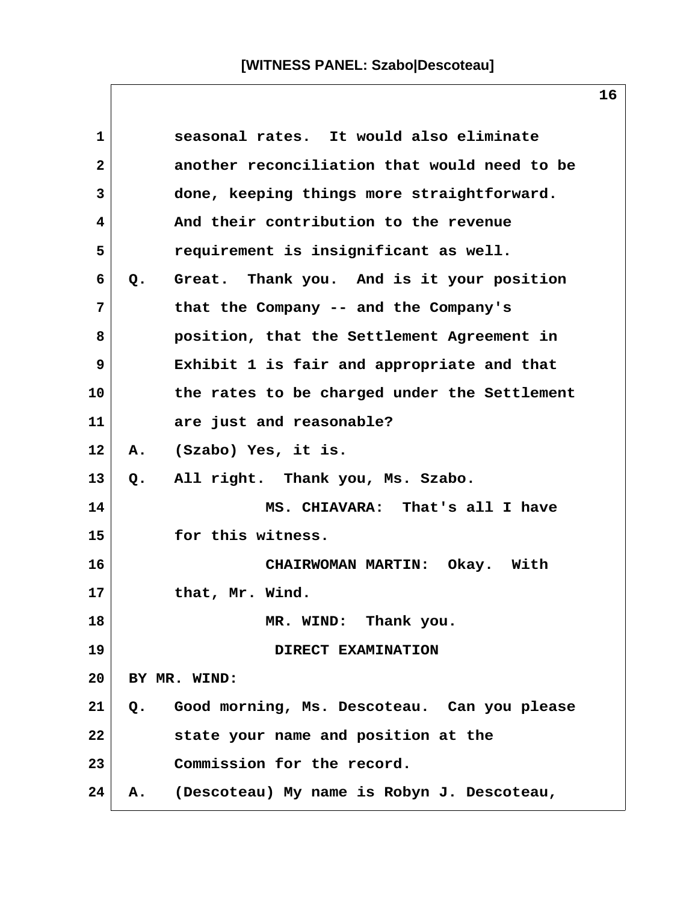seasonal rates. It would also eliminate another reconciliation that would need to be done, keeping things more straightforward. And their contribution to the revenue requirement is insignificant as well.

Q. Great. Thank you. And is it your position that the Company -- and the Company's position, that the Settlement Agreement in Exhibit 1 is fair and appropriate and that the rates to be charged under the Settlement are just and reasonable?

A. (Szabo) Yes, it is.

Q. All right. Thank you, Ms. Szabo.

MS. CHIAVARA: That's all I have for this witness.

CHAIRWOMAN MARTIN: Okay. With that, Mr. Wind.

MR. WIND: Thank you.

DIRECT EXAMINATION

BY MR. WIND:

Q. Good morning, Ms. Descoteau. Can you please state your name and position at the Commission for the record.

A. (Descoteau) My name is Robyn J. Descoteau,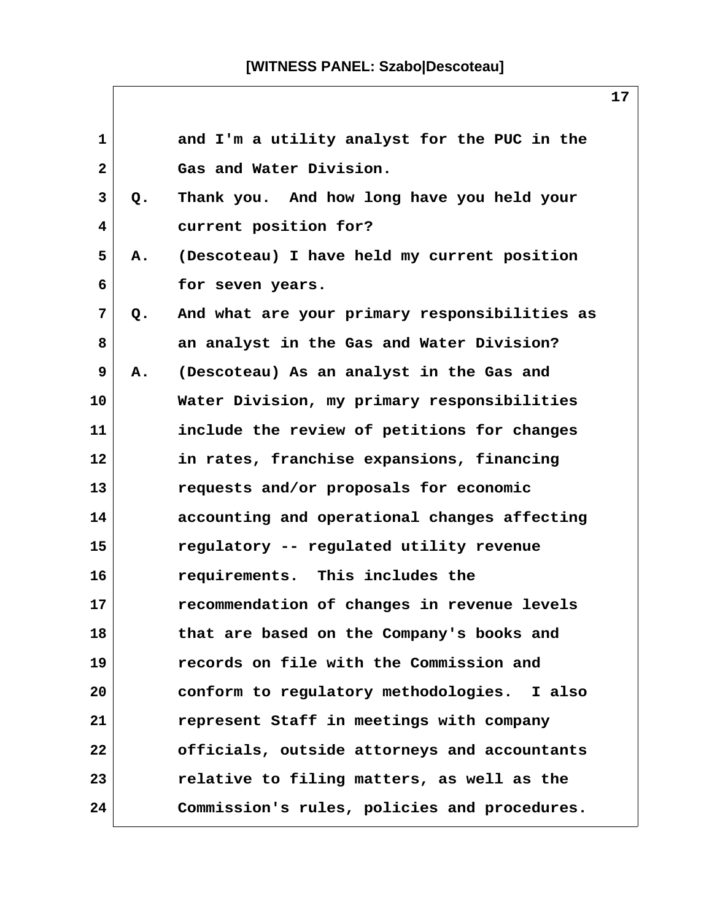and I'm a utility analyst for the PUC in the Gas and Water Division.

Q. Thank you. And how long have you held your current position for?

A. (Descoteau) I have held my current position for seven years.

Q. And what are your primary responsibilities as an analyst in the Gas and Water Division?

A. (Descoteau) As an analyst in the Gas and Water Division, my primary responsibilities include the review of petitions for changes in rates, franchise expansions, financing requests and/or proposals for economic accounting and operational changes affecting regulatory -- regulated utility revenue requirements. This includes the recommendation of changes in revenue levels that are based on the Company's books and records on file with the Commission and conform to regulatory methodologies. I also represent Staff in meetings with company officials, outside attorneys and accountants relative to filing matters, as well as the Commission's rules, policies and procedures.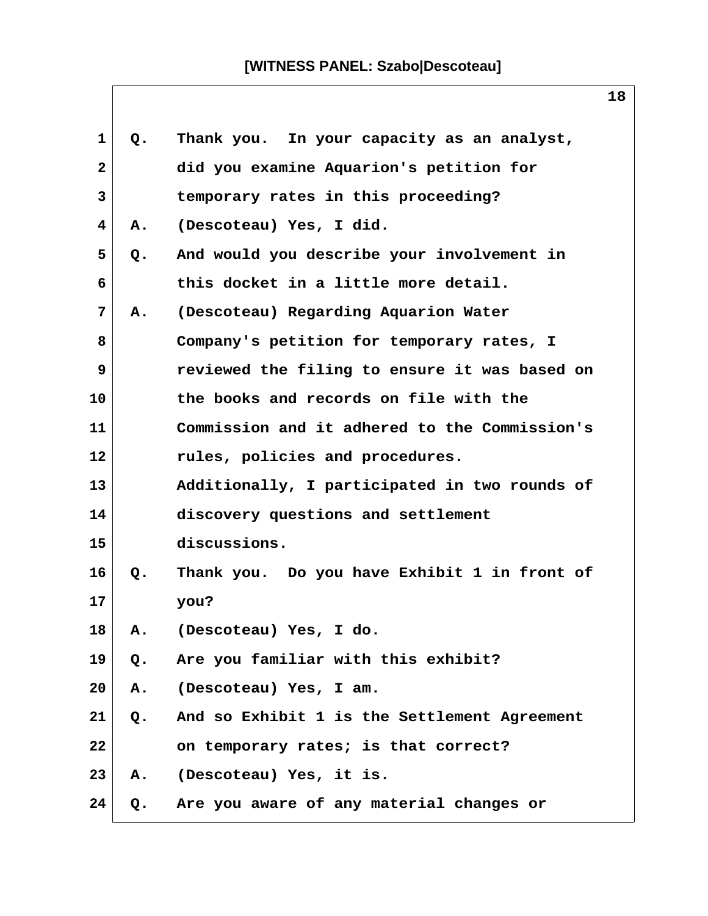Q. Thank you. In your capacity as an analyst, did you examine Aquarion's petition for temporary rates in this proceeding?

A. (Descoteau) Yes, I did.

Q. And would you describe your involvement in this docket in a little more detail.

A. (Descoteau) Regarding Aquarion Water Company's petition for temporary rates, I reviewed the filing to ensure it was based on the books and records on file with the Commission and it adhered to the Commission's rules, policies and procedures. Additionally, I participated in two rounds of discovery questions and settlement discussions.

Q. Thank you. Do you have Exhibit 1 in front of you?

A. (Descoteau) Yes, I do.

Q. Are you familiar with this exhibit?

A. (Descoteau) Yes, I am.

Q. And so Exhibit 1 is the Settlement Agreement on temporary rates; is that correct?

A. (Descoteau) Yes, it is.

Q. Are you aware of any material changes or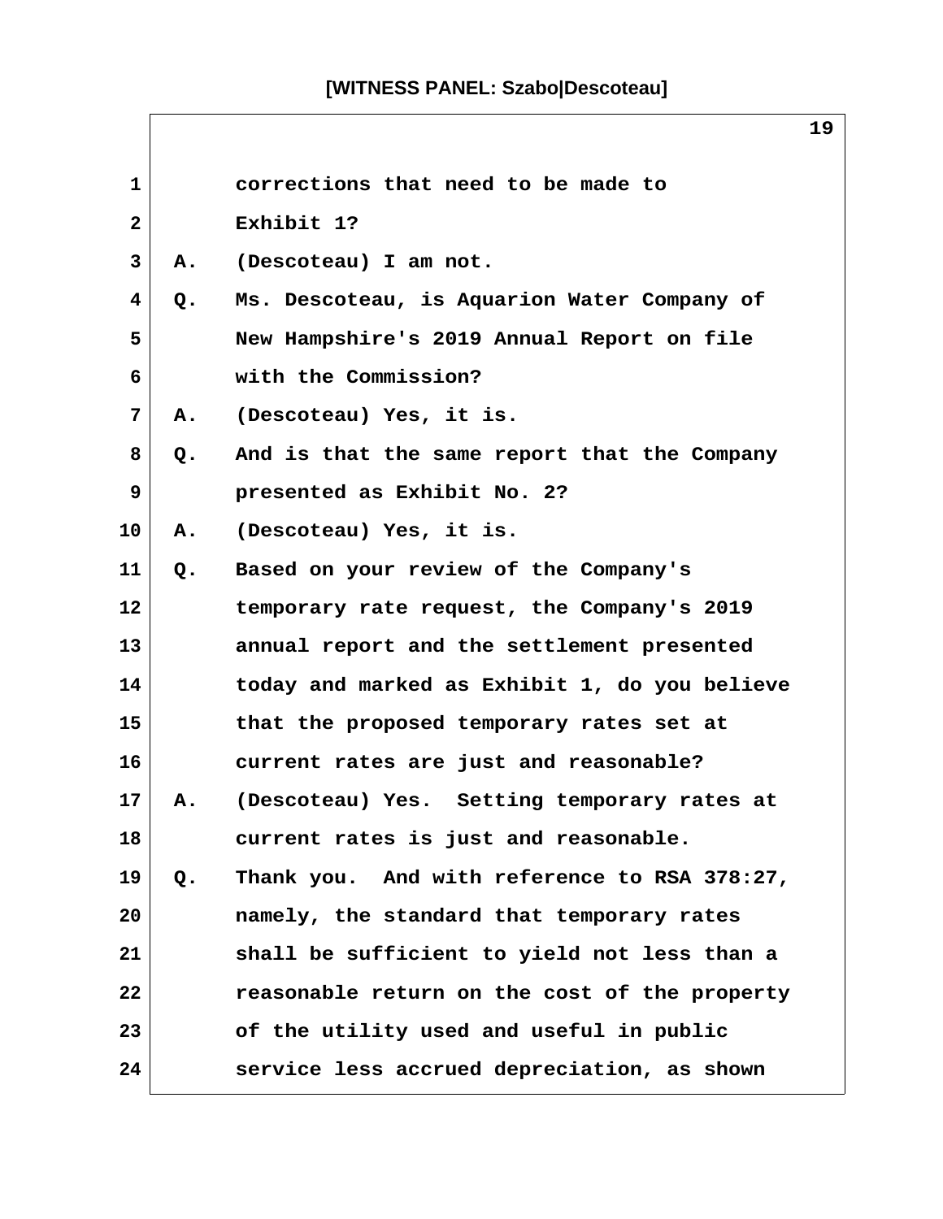corrections that need to be made to Exhibit 1?

A. (Descoteau) I am not.

Q. Ms. Descoteau, is Aquarion Water Company of New Hampshire's 2019 Annual Report on file with the Commission?

A. (Descoteau) Yes, it is.

Q. And is that the same report that the Company presented as Exhibit No. 2?

A. (Descoteau) Yes, it is.

Q. Based on your review of the Company's temporary rate request, the Company's 2019 annual report and the settlement presented today and marked as Exhibit 1, do you believe that the proposed temporary rates set at current rates are just and reasonable?

A. (Descoteau) Yes. Setting temporary rates at current rates is just and reasonable.

Q. Thank you. And with reference to RSA 378:27, namely, the standard that temporary rates shall be sufficient to yield not less than a reasonable return on the cost of the property of the utility used and useful in public service less accrued depreciation, as shown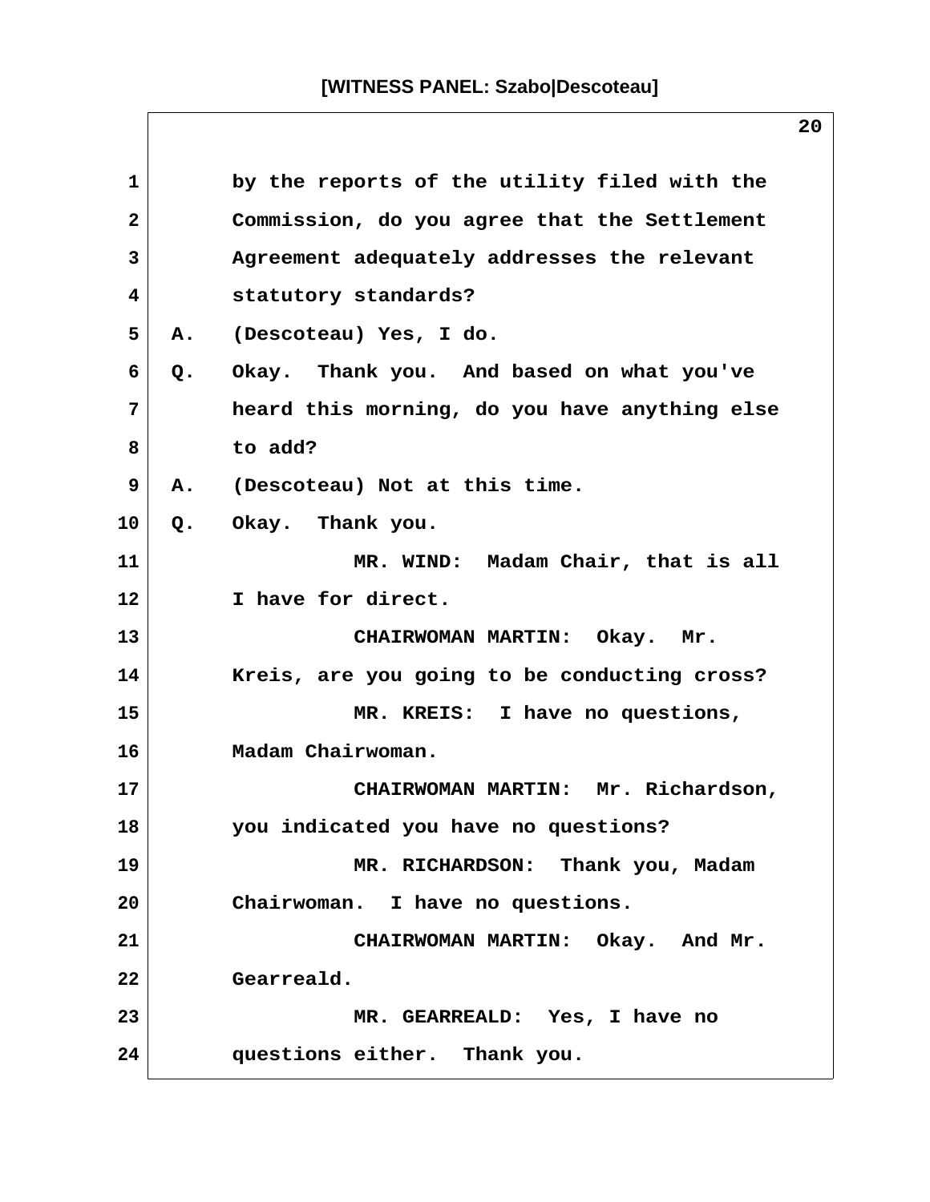by the reports of the utility filed with the Commission, do you agree that the Settlement Agreement adequately addresses the relevant statutory standards?

A. (Descoteau) Yes, I do.

Q. Okay. Thank you. And based on what you've heard this morning, do you have anything else to add?

A. (Descoteau) Not at this time.

Q. Okay. Thank you.

MR. WIND: Madam Chair, that is all I have for direct.

CHAIRWOMAN MARTIN: Okay. Mr. Kreis, are you going to be conducting cross?

MR. KREIS: I have no questions, Madam Chairwoman.

CHAIRWOMAN MARTIN: Mr. Richardson, you indicated you have no questions?

MR. RICHARDSON: Thank you, Madam Chairwoman. I have no questions.

CHAIRWOMAN MARTIN: Okay. And Mr. Gearreald.

MR. GEARREALD: Yes, I have no questions either. Thank you.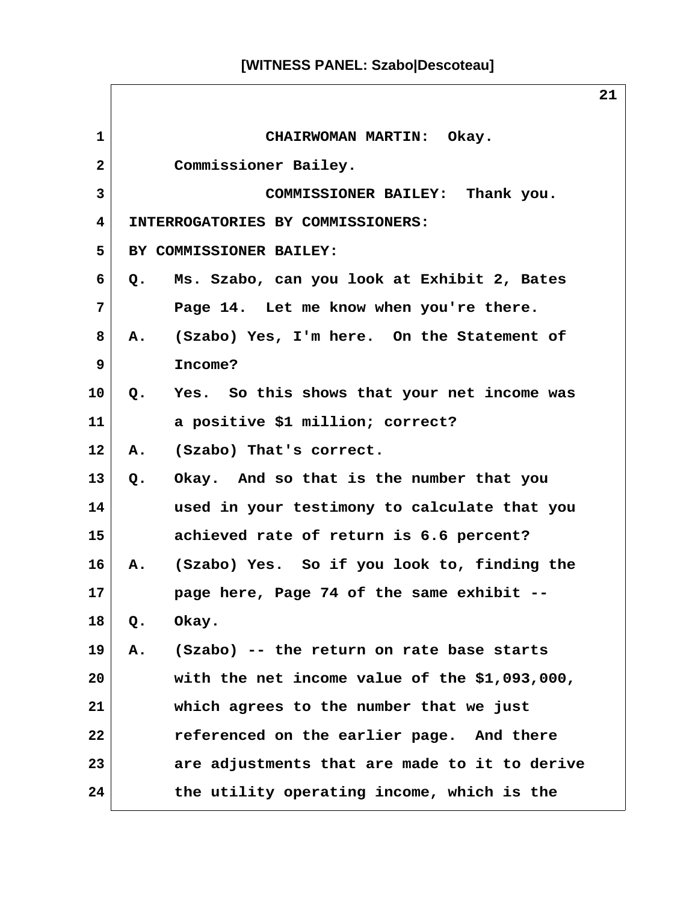CHAIRWOMAN MARTIN: Okay.

Commissioner Bailey.

COMMISSIONER BAILEY: Thank you.

INTERROGATORIES BY COMMISSIONERS:

BY COMMISSIONER BAILEY:

Q. Ms. Szabo, can you look at Exhibit 2, Bates Page 14. Let me know when you're there.

A. (Szabo) Yes, I'm here. On the Statement of Income?

Q. Yes. So this shows that your net income was a positive $1 million; correct?

A. (Szabo) That's correct.

Q. Okay. And so that is the number that you used in your testimony to calculate that you achieved rate of return is 6.6 percent?

A. (Szabo) Yes. So if you look to, finding the page here, Page 74 of the same exhibit --

Q. Okay.

A. (Szabo) -- the return on rate base starts with the net income value of the $1,093,000, which agrees to the number that we just referenced on the earlier page. And there are adjustments that are made to it to derive the utility operating income, which is the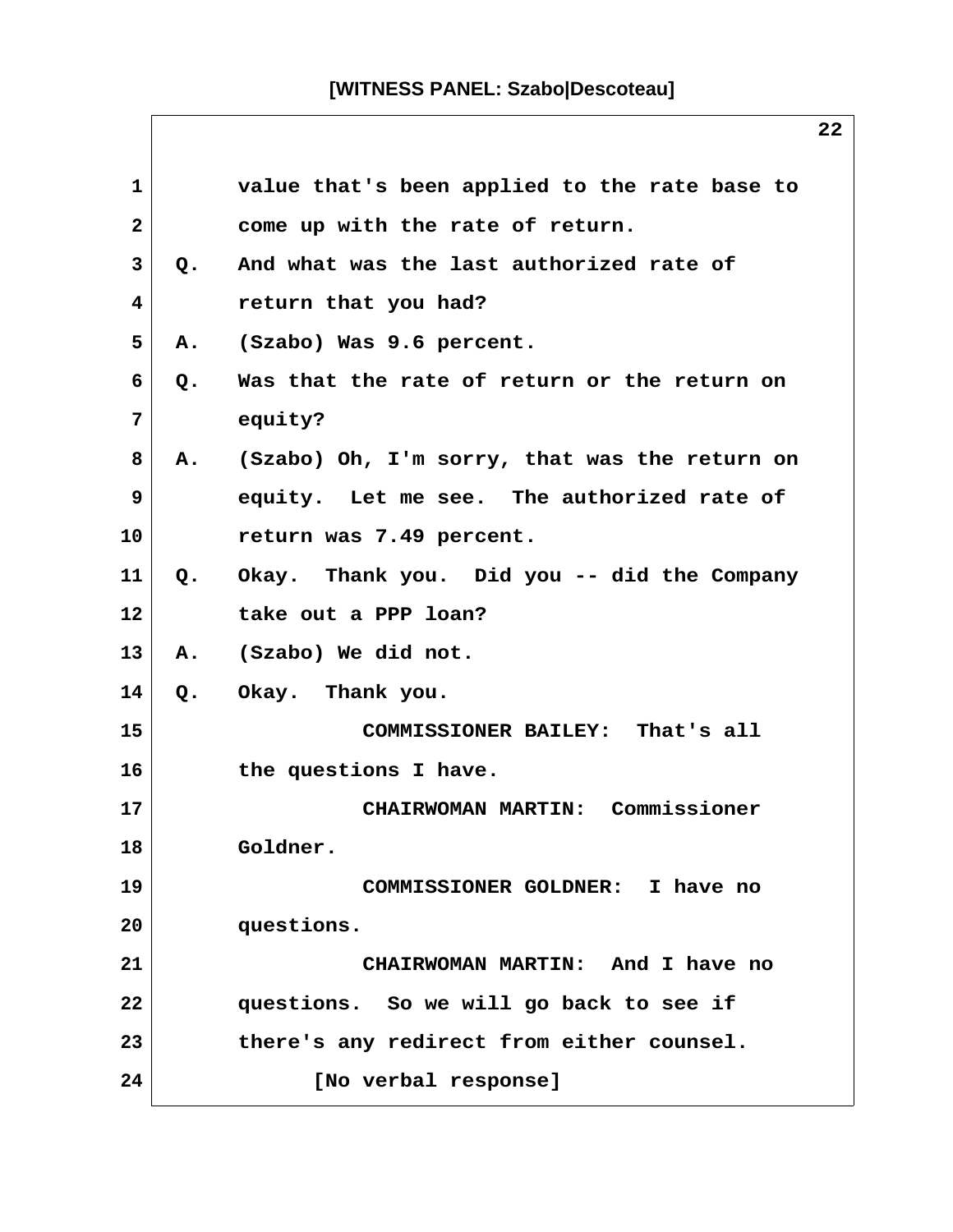value that's been applied to the rate base to come up with the rate of return.

Q. And what was the last authorized rate of return that you had?

A. (Szabo) Was 9.6 percent.

Q. Was that the rate of return or the return on equity?

A. (Szabo) Oh, I'm sorry, that was the return on equity. Let me see. The authorized rate of return was 7.49 percent.

Q. Okay. Thank you. Did you -- did the Company take out a PPP loan?

A. (Szabo) We did not.

Q. Okay. Thank you.

COMMISSIONER BAILEY: That's all the questions I have.

CHAIRWOMAN MARTIN: Commissioner Goldner.

COMMISSIONER GOLDNER: I have no questions.

CHAIRWOMAN MARTIN: And I have no questions. So we will go back to see if there's any redirect from either counsel.

[No verbal response]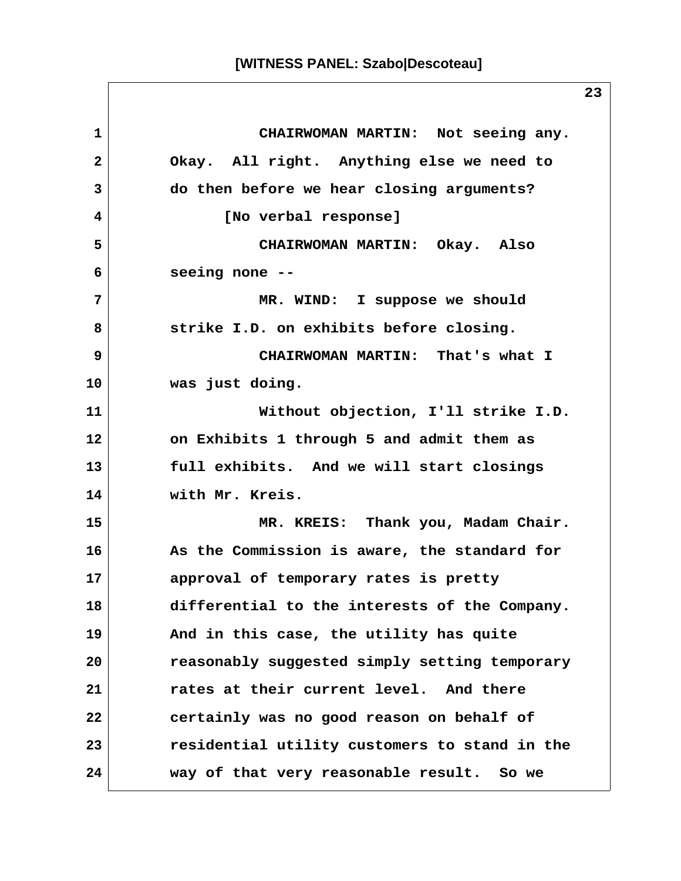CHAIRWOMAN MARTIN: Not seeing any. Okay. All right. Anything else we need to do then before we hear closing arguments?

[No verbal response]

CHAIRWOMAN MARTIN: Okay. Also seeing none --

MR. WIND: I suppose we should strike I.D. on exhibits before closing.

CHAIRWOMAN MARTIN: That's what I was just doing.

Without objection, I'll strike I.D. on Exhibits 1 through 5 and admit them as full exhibits. And we will start closings with Mr. Kreis.

MR. KREIS: Thank you, Madam Chair. As the Commission is aware, the standard for approval of temporary rates is pretty differential to the interests of the Company. And in this case, the utility has quite reasonably suggested simply setting temporary rates at their current level. And there certainly was no good reason on behalf of residential utility customers to stand in the way of that very reasonable result. So we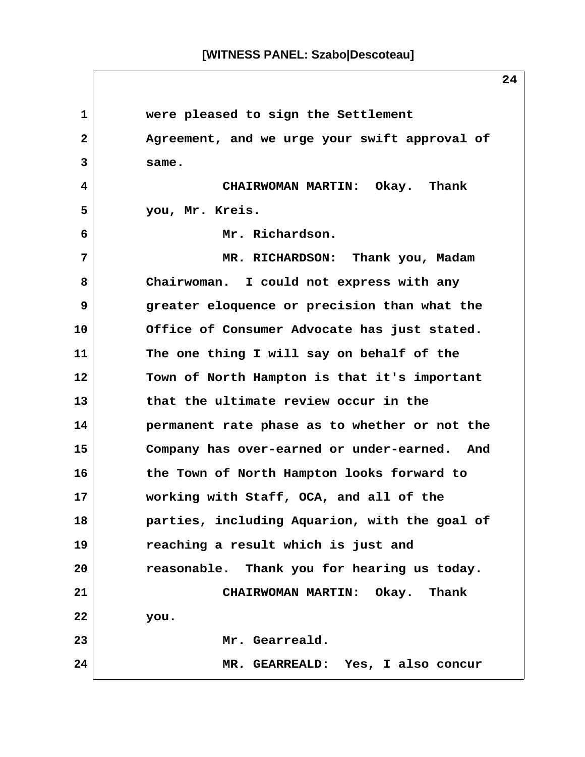were pleased to sign the Settlement Agreement, and we urge your swift approval of same.

CHAIRWOMAN MARTIN: Okay. Thank you, Mr. Kreis.

Mr. Richardson.

MR. RICHARDSON: Thank you, Madam Chairwoman. I could not express with any greater eloquence or precision than what the Office of Consumer Advocate has just stated. The one thing I will say on behalf of the Town of North Hampton is that it's important that the ultimate review occur in the permanent rate phase as to whether or not the Company has over-earned or under-earned. And the Town of North Hampton looks forward to working with Staff, OCA, and all of the parties, including Aquarion, with the goal of reaching a result which is just and reasonable. Thank you for hearing us today.

CHAIRWOMAN MARTIN: Okay. Thank you.

Mr. Gearreald.

MR. GEARREALD: Yes, I also concur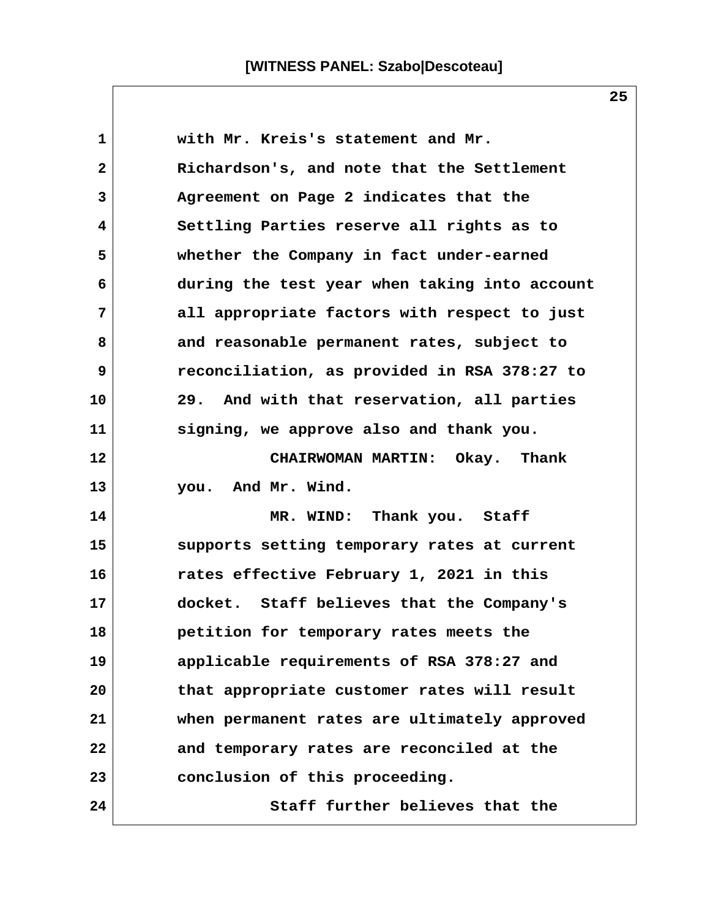with Mr. Kreis's statement and Mr. Richardson's, and note that the Settlement Agreement on Page 2 indicates that the Settling Parties reserve all rights as to whether the Company in fact under-earned during the test year when taking into account all appropriate factors with respect to just and reasonable permanent rates, subject to reconciliation, as provided in RSA 378:27 to 29. And with that reservation, all parties signing, we approve also and thank you.

CHAIRWOMAN MARTIN: Okay. Thank you. And Mr. Wind.

MR. WIND: Thank you. Staff supports setting temporary rates at current rates effective February 1, 2021 in this docket. Staff believes that the Company's petition for temporary rates meets the applicable requirements of RSA 378:27 and that appropriate customer rates will result when permanent rates are ultimately approved and temporary rates are reconciled at the conclusion of this proceeding.

Staff further believes that the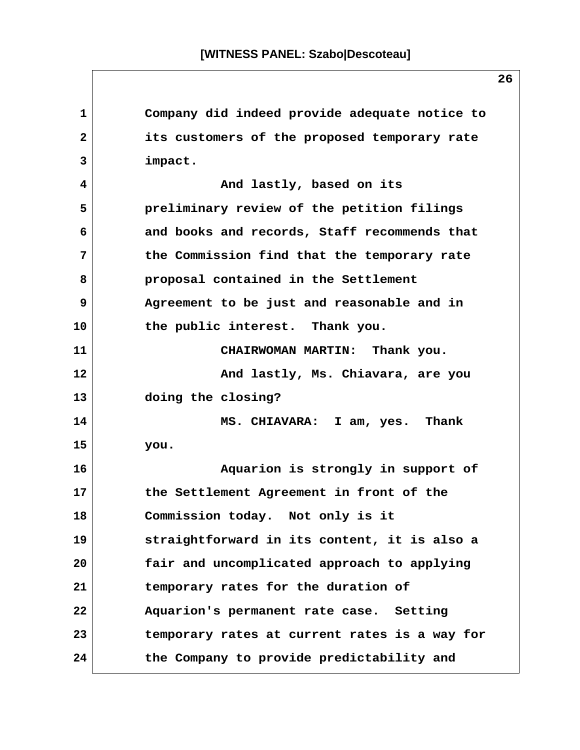Company did indeed provide adequate notice to its customers of the proposed temporary rate impact.

And lastly, based on its preliminary review of the petition filings and books and records, Staff recommends that the Commission find that the temporary rate proposal contained in the Settlement Agreement to be just and reasonable and in the public interest. Thank you.

CHAIRWOMAN MARTIN: Thank you.

And lastly, Ms. Chiavara, are you doing the closing?

MS. CHIAVARA: I am, yes. Thank you.

Aquarion is strongly in support of the Settlement Agreement in front of the Commission today. Not only is it straightforward in its content, it is also a fair and uncomplicated approach to applying temporary rates for the duration of Aquarion's permanent rate case. Setting temporary rates at current rates is a way for the Company to provide predictability and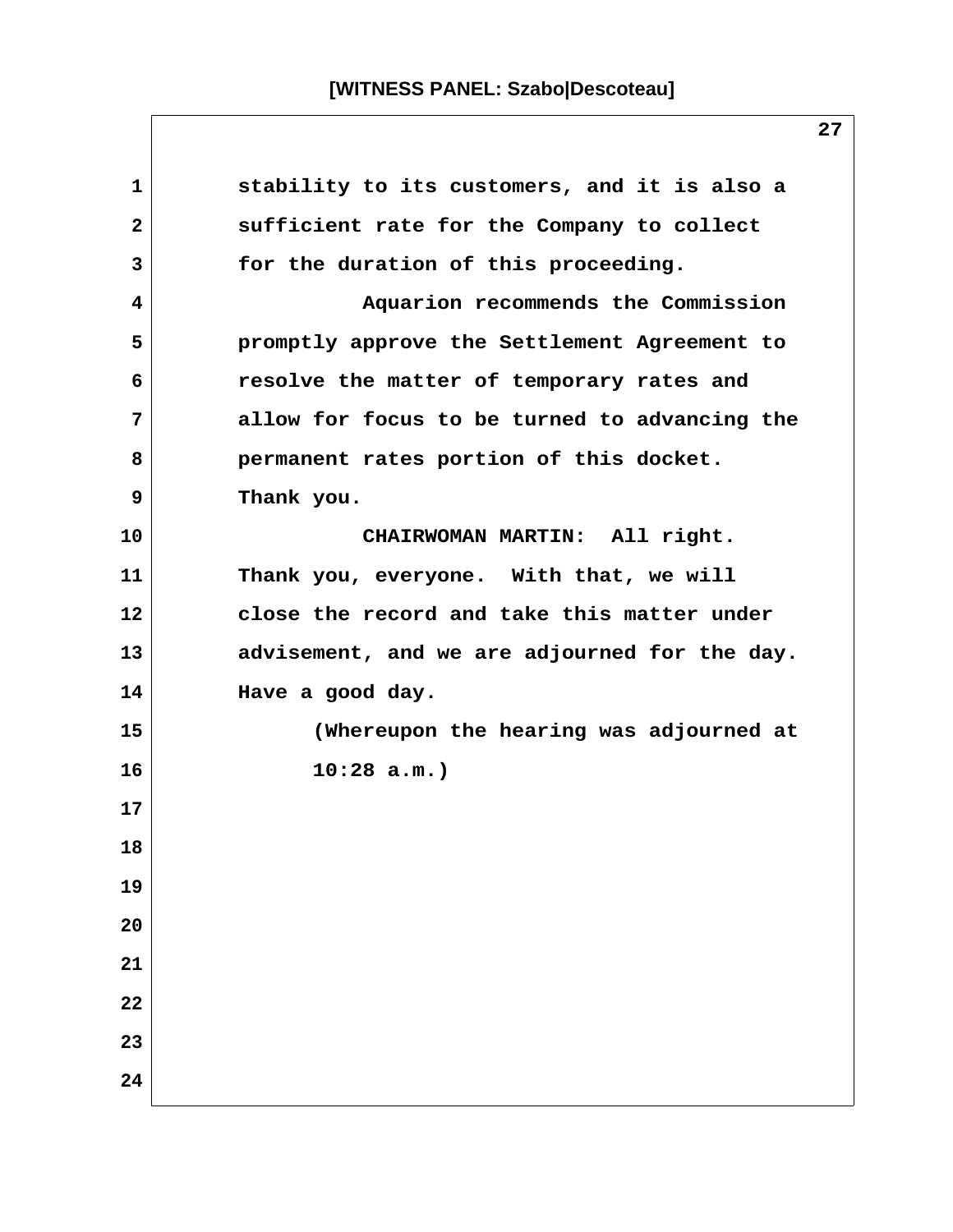stability to its customers, and it is also a sufficient rate for the Company to collect for the duration of this proceeding.

Aquarion recommends the Commission promptly approve the Settlement Agreement to resolve the matter of temporary rates and allow for focus to be turned to advancing the permanent rates portion of this docket. Thank you.

CHAIRWOMAN MARTIN: All right. Thank you, everyone. With that, we will close the record and take this matter under advisement, and we are adjourned for the day. Have a good day.

(Whereupon the hearing was adjourned at 10:28 a.m.)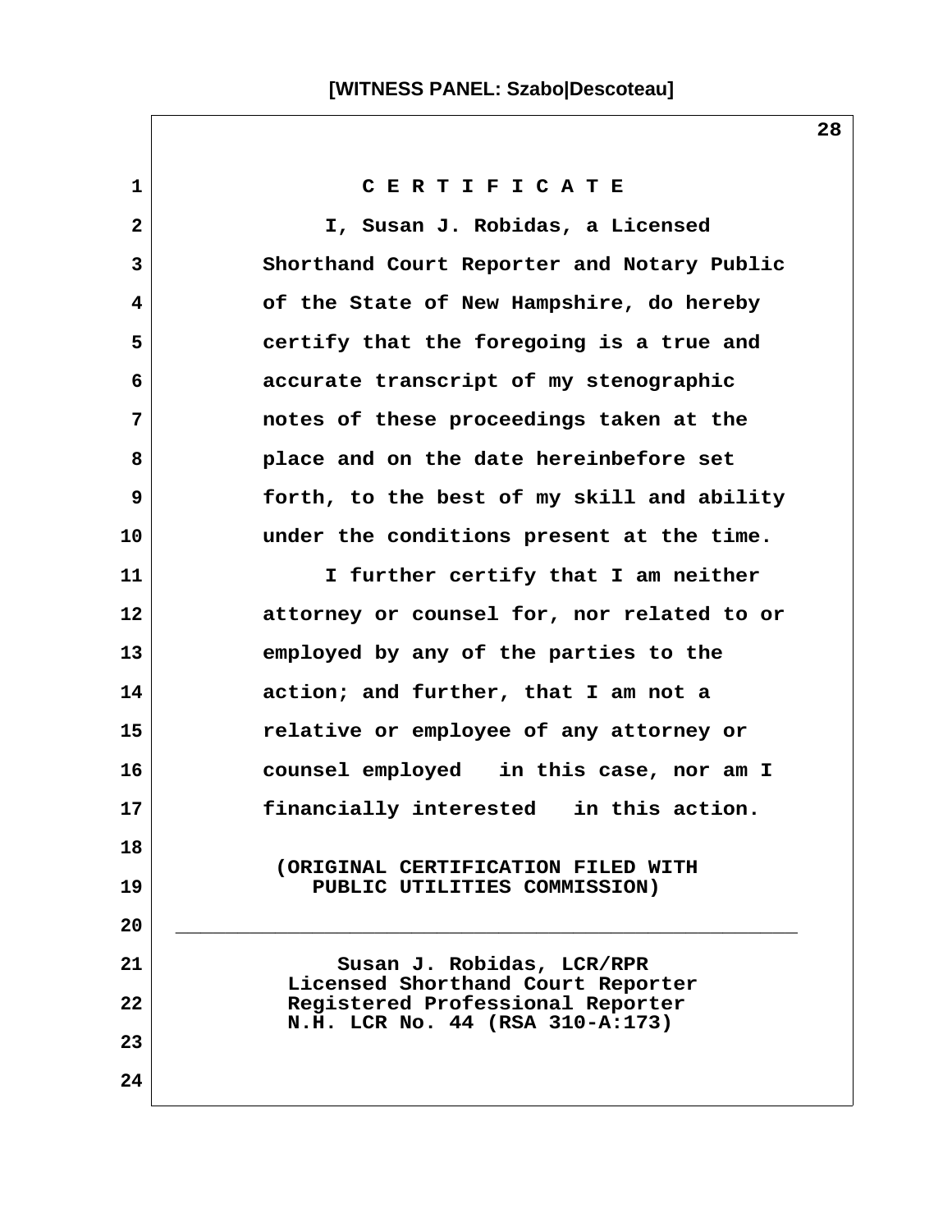# C E R T I F I C A T E

I, Susan J. Robidas, a Licensed Shorthand Court Reporter and Notary Public of the State of New Hampshire, do hereby certify that the foregoing is a true and accurate transcript of my stenographic notes of these proceedings taken at the place and on the date hereinbefore set forth, to the best of my skill and ability under the conditions present at the time.

I further certify that I am neither attorney or counsel for, nor related to or employed by any of the parties to the action; and further, that I am not a relative or employee of any attorney or counsel employed in this case, nor am I financially interested in this action.

(ORIGINAL CERTIFICATION FILED WITH PUBLIC UTILITIES COMMISSION)

_______________________________________________

Susan J. Robidas, LCR/RPR
Licensed Shorthand Court Reporter
Registered Professional Reporter
N.H. LCR No. 44 (RSA 310-A:173)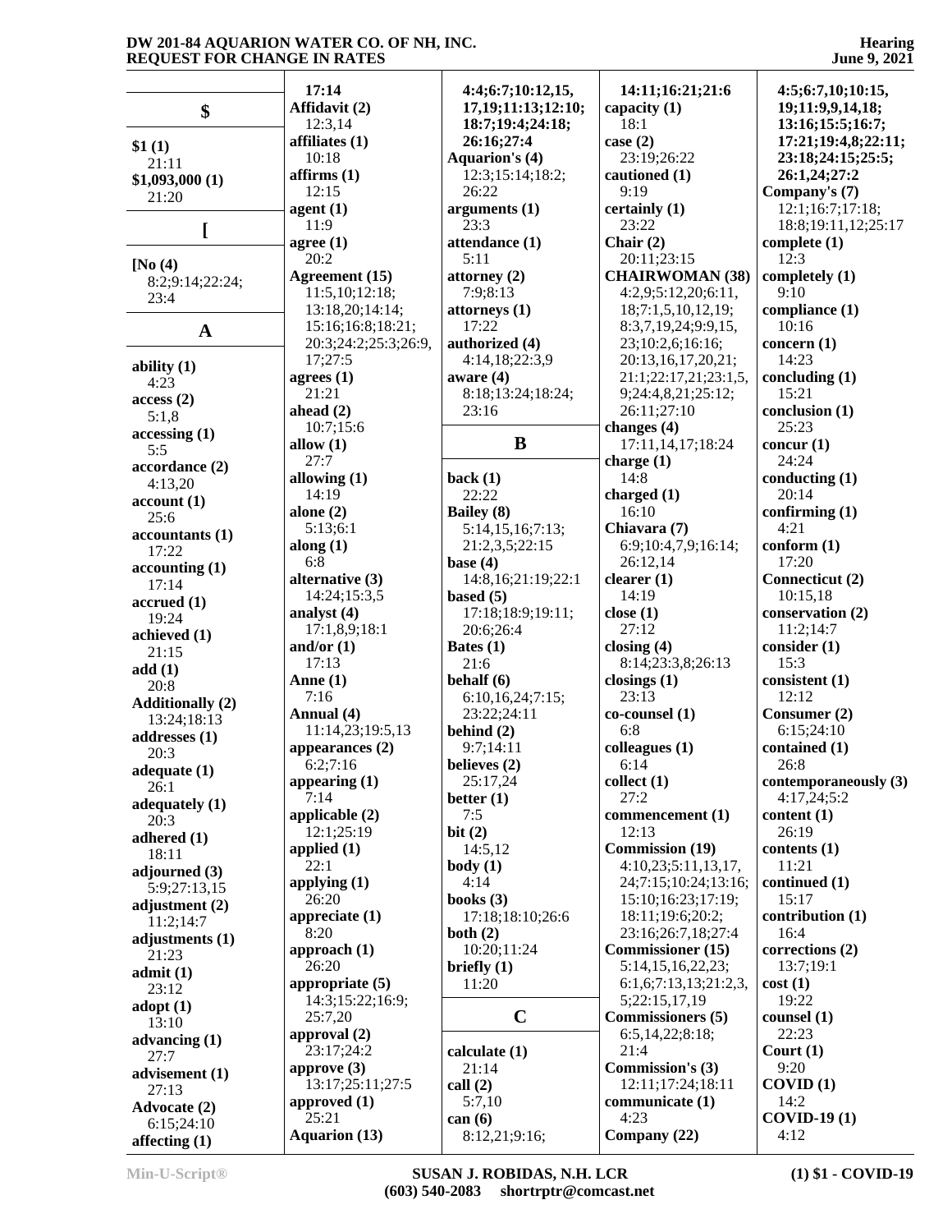## $

**$1 (1)**
21:11
**$1,093,000 (1)**
21:20

## [

**[No (4)**
8:2;9:14;22:24;
23:4

## A

**ability (1)**
4:23
**access (2)**
5:1,8
**accessing (1)**
5:5
**accordance (2)**
4:13,20
**account (1)**
25:6
**accountants (1)**
17:22
**accounting (1)**
17:14
**accrued (1)**
19:24
**achieved (1)**
21:15
**add (1)**
20:8
**Additionally (2)**
13:24;18:13
**addresses (1)**
20:3
**adequate (1)**
26:1
**adequately (1)**
20:3
**adhered (1)**
18:11
**adjourned (3)**
5:9;27:13,15
**adjustment (2)**
11:2;14:7
**adjustments (1)**
21:23
**admit (1)**
23:12
**adopt (1)**
13:10
**advancing (1)**
27:7
**advisement (1)**
27:13
**Advocate (2)**
6:15;24:10
**affecting (1)**
17:14
**Affidavit (2)**
12:3,14
**affiliates (1)**
10:18
**affirms (1)**
12:15
**agent (1)**
11:9
**agree (1)**
20:2
**Agreement (15)**
11:5,10;12:18;
13:18,20;14:14;
15:16;16:8;18:21;
20:3;24:2;25:3;26:9,
17;27:5
**agrees (1)**
21:21
**ahead (2)**
10:7;15:6
**allow (1)**
27:7
**allowing (1)**
14:19
**alone (2)**
5:13;6:1
**along (1)**
6:8
**alternative (3)**
14:24;15:3,5
**analyst (4)**
17:1,8,9;18:1
**and/or (1)**
17:13
**Anne (1)**
7:16
**Annual (4)**
11:14,23;19:5,13
**appearances (2)**
6:2;7:16
**appearing (1)**
7:14
**applicable (2)**
12:1;25:19
**applied (1)**
22:1
**applying (1)**
26:20
**appreciate (1)**
8:20
**approach (1)**
26:20
**appropriate (5)**
14:3;15:22;16:9;
25:7,20
**approval (2)**
23:17;24:2
**approve (3)**
13:17;25:11;27:5
**approved (1)**
25:21
**Aquarion (13)**
4:4;6:7;10:12,15,
17,19;11:13;12:10;
18:7;19:4;24:18;
26:16;27:4
**Aquarion's (4)**
12:3;15:14;18:2;
26:22
**arguments (1)**
23:3
**attendance (1)**
5:11
**attorney (2)**
7:9;8:13
**attorneys (1)**
17:22
**authorized (4)**
4:14,18;22:3,9
**aware (4)**
8:18;13:24;18:24;
23:16

## B

**back (1)**
22:22
**Bailey (8)**
5:14,15,16;7:13;
21:2,3,5;22:15
**base (4)**
14:8,16;21:19;22:1
**based (5)**
17:18;18:9;19:11;
20:6;26:4
**Bates (1)**
21:6
**behalf (6)**
6:10,16,24;7:15;
23:22;24:11
**behind (2)**
9:7;14:11
**believes (2)**
25:17,24
**better (1)**
7:5
**bit (2)**
14:5,12
**body (1)**
4:14
**books (3)**
17:18;18:10;26:6
**both (2)**
10:20;11:24
**briefly (1)**
11:20

## C

**calculate (1)**
21:14
**call (2)**
5:7,10
**can (6)**
8:12,21;9:16;
14:11;16:21;21:6
**capacity (1)**
18:1
**case (2)**
23:19;26:22
**cautioned (1)**
9:19
**certainly (1)**
23:22
**Chair (2)**
20:11;23:15
**CHAIRWOMAN (38)**
4:2,9;5:12,20;6:11,
18;7:1,5,10,12,19;
8:3,7,19,24;9:9,15,
23;10:2,6;16:16;
20:13,16,17,20,21;
21:1;22:17,21;23:1,5,
9;24:4,8,21;25:12;
26:11;27:10
**changes (4)**
17:11,14,17;18:24
**charge (1)**
14:8
**charged (1)**
16:10
**Chiavara (7)**
6:9;10:4,7,9;16:14;
26:12,14
**clearer (1)**
14:19
**close (1)**
27:12
**closing (4)**
8:14;23:3,8;26:13
**closings (1)**
23:13
**co-counsel (1)**
6:8
**colleagues (1)**
6:14
**collect (1)**
27:2
**commencement (1)**
12:13
**Commission (19)**
4:10,23;5:11,13,17,
24;7:15;10:24;13:16;
15:10;16:23;17:19;
18:11;19:6;20:2;
23:16;26:7,18;27:4
**Commissioner (15)**
5:14,15,16,22,23;
6:1,6;7:13,13;21:2,3,
5;22:15,17,19
**Commissioners (5)**
6:5,14,22;8:18;
21:4
**Commission's (3)**
12:11;17:24;18:11
**communicate (1)**
4:23
**Company (22)**
4:5;6:7,10;10:15,
19;11:9,9,14,18;
13:16;15:5;16:7;
17:21;19:4,8;22:11;
23:18;24:15;25:5;
26:1,24;27:2
**Company's (7)**
12:1;16:7;17:18;
18:8;19:11,12;25:17
**complete (1)**
12:3
**completely (1)**
9:10
**compliance (1)**
10:16
**concern (1)**
14:23
**concluding (1)**
15:21
**conclusion (1)**
25:23
**concur (1)**
24:24
**conducting (1)**
20:14
**confirming (1)**
4:21
**conform (1)**
17:20
**Connecticut (2)**
10:15,18
**conservation (2)**
11:2;14:7
**consider (1)**
15:3
**consistent (1)**
12:12
**Consumer (2)**
6:15;24:10
**contained (1)**
26:8
**contemporaneously (3)**
4:17,24;5:2
**content (1)**
26:19
**contents (1)**
11:21
**continued (1)**
15:17
**contribution (1)**
16:4
**corrections (2)**
13:7;19:1
**cost (1)**
19:22
**counsel (1)**
22:23
**Court (1)**
9:20
**COVID (1)**
14:2
**COVID-19 (1)**
4:12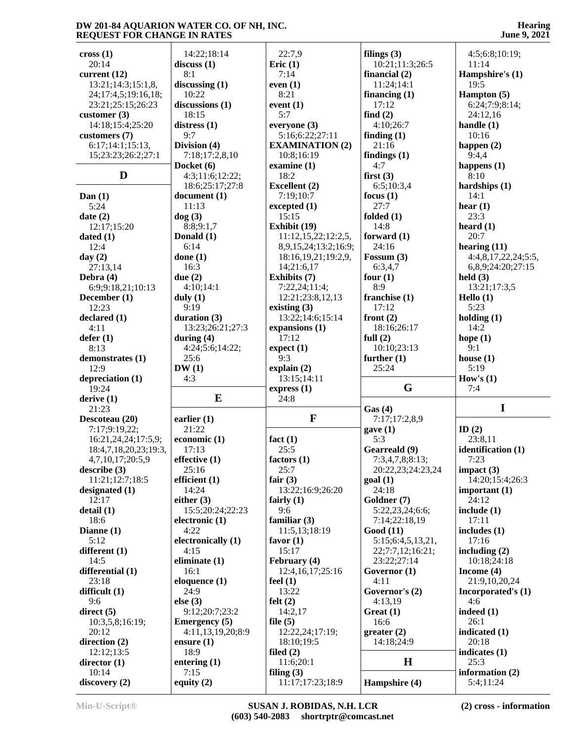**cross (1)**
20:14
**current (12)**
13:21;14:3;15:1,8,
24;17:4,5;19:16,18;
23:21;25:15;26:23
**customer (3)**
14:18;15:4;25:20
**customers (7)**
6:17;14:1;15:13,
15;23:23;26:2;27:1

## D

**Dan (1)**
5:24
**date (2)**
12:17;15:20
**dated (1)**
12:4
**day (2)**
27:13,14
**Debra (4)**
6:9;9:18,21;10:13
**December (1)**
12:23
**declared (1)**
4:11
**defer (1)**
8:13
**demonstrates (1)**
12:9
**depreciation (1)**
19:24
**derive (1)**
21:23
**Descoteau (20)**
7:17;9:19,22;
16:21,24,24;17:5,9;
18:4,7,18,20,23;19:3,
4,7,10,17;20:5,9
**describe (3)**
11:21;12:7;18:5
**designated (1)**
12:17
**detail (1)**
18:6
**Dianne (1)**
5:12
**different (1)**
14:5
**differential (1)**
23:18
**difficult (1)**
9:6
**direct (5)**
10:3,5,8;16:19;
20:12
**direction (2)**
12:12;13:5
**director (1)**
10:14
**discovery (2)**
14:22;18:14
**discuss (1)**
8:1
**discussing (1)**
10:22
**discussions (1)**
18:15
**distress (1)**
9:7
**Division (4)**
7:18;17:2,8,10
**Docket (6)**
4:3;11:6;12:22;
18:6;25:17;27:8
**document (1)**
11:13
**dog (3)**
8:8;9:1,7
**Donald (1)**
6:14
**done (1)**
16:3
**due (2)**
4:10;14:1
**duly (1)**
9:19
**duration (3)**
13:23;26:21;27:3
**during (4)**
4:24;5:6;14:22;
25:6
**DW (1)**
4:3

## E

**earlier (1)**
21:22
**economic (1)**
17:13
**effective (1)**
25:16
**efficient (1)**
14:24
**either (3)**
15:5;20:24;22:23
**electronic (1)**
4:22
**electronically (1)**
4:15
**eliminate (1)**
16:1
**eloquence (1)**
24:9
**else (3)**
9:12;20:7;23:2
**Emergency (5)**
4:11,13,19,20;8:9
**ensure (1)**
18:9
**entering (1)**
7:15
**equity (2)**
22:7,9
**Eric (1)**
7:14
**even (1)**
8:21
**event (1)**
5:7
**everyone (3)**
5:16;6:22;27:11
**EXAMINATION (2)**
10:8;16:19
**examine (1)**
18:2
**Excellent (2)**
7:19;10:7
**excepted (1)**
15:15
**Exhibit (19)**
11:12,15,22;12:2,5,
8,9,15,24;13:2;16:9;
18:16,19,21;19:2,9,
14;21:6,17
**Exhibits (7)**
7:22,24;11:4;
12:21;23:8,12,13
**existing (3)**
13:22;14:6;15:14
**expansions (1)**
17:12
**expect (1)**
9:3
**explain (2)**
13:15;14:11
**express (1)**
24:8

## F

**fact (1)**
25:5
**factors (1)**
25:7
**fair (3)**
13:22;16:9;26:20
**fairly (1)**
9:6
**familiar (3)**
11:5,13;18:19
**favor (1)**
15:17
**February (4)**
12:4,16,17;25:16
**feel (1)**
13:22
**felt (2)**
14:2,17
**file (5)**
12:22,24;17:19;
18:10;19:5
**filed (2)**
11:6;20:1
**filing (3)**
11:17;17:23;18:9
**filings (3)**
10:21;11:3;26:5
**financial (2)**
11:24;14:1
**financing (1)**
17:12
**find (2)**
4:10;26:7
**finding (1)**
21:16
**findings (1)**
4:7
**first (3)**
6:5;10:3,4
**focus (1)**
27:7
**folded (1)**
14:8
**forward (1)**
24:16
**Fossum (3)**
6:3,4,7
**four (1)**
8:9
**franchise (1)**
17:12
**front (2)**
18:16;26:17
**full (2)**
10:10;23:13
**further (1)**
25:24

## G

**Gas (4)**
7:17;17:2,8,9
**gave (1)**
5:3
**Geareald (9)**
7:3,4,7,8;8:13;
20:22,23;24:23,24
**goal (1)**
24:18
**Goldner (7)**
5:22,23,24;6:6;
7:14;22:18,19
**Good (11)**
5:15;6:4,5,13,21,
22;7:7,12;16:21;
23:22;27:14
**Governor (1)**
4:11
**Governor's (2)**
4:13,19
**Great (1)**
16:6
**greater (2)**
14:18;24:9

## H

**Hampshire (4)**
4:5;6:8;10:19;
11:14
**Hampshire's (1)**
19:5
**Hampton (5)**
6:24;7:9;8:14;
24:12,16
**handle (1)**
10:16
**happen (2)**
9:4,4
**happens (1)**
8:10
**hardships (1)**
14:1
**hear (1)**
23:3
**heard (1)**
20:7
**hearing (11)**
4:4,8,17,22,24;5:5,
6,8,9;24:20;27:15
**held (3)**
13:21;17:3,5
**Hello (1)**
5:23
**holding (1)**
14:2
**hope (1)**
9:1
**house (1)**
5:19
**How's (1)**
7:4

## I

**ID (2)**
23:8,11
**identification (1)**
7:23
**impact (3)**
14:20;15:4;26:3
**important (1)**
24:12
**include (1)**
17:11
**includes (1)**
17:16
**including (2)**
10:18;24:18
**Income (4)**
21:9,10,20,24
**Incorporated's (1)**
4:6
**indeed (1)**
26:1
**indicated (1)**
20:18
**indicates (1)**
25:3
**information (2)**
5:4;11:24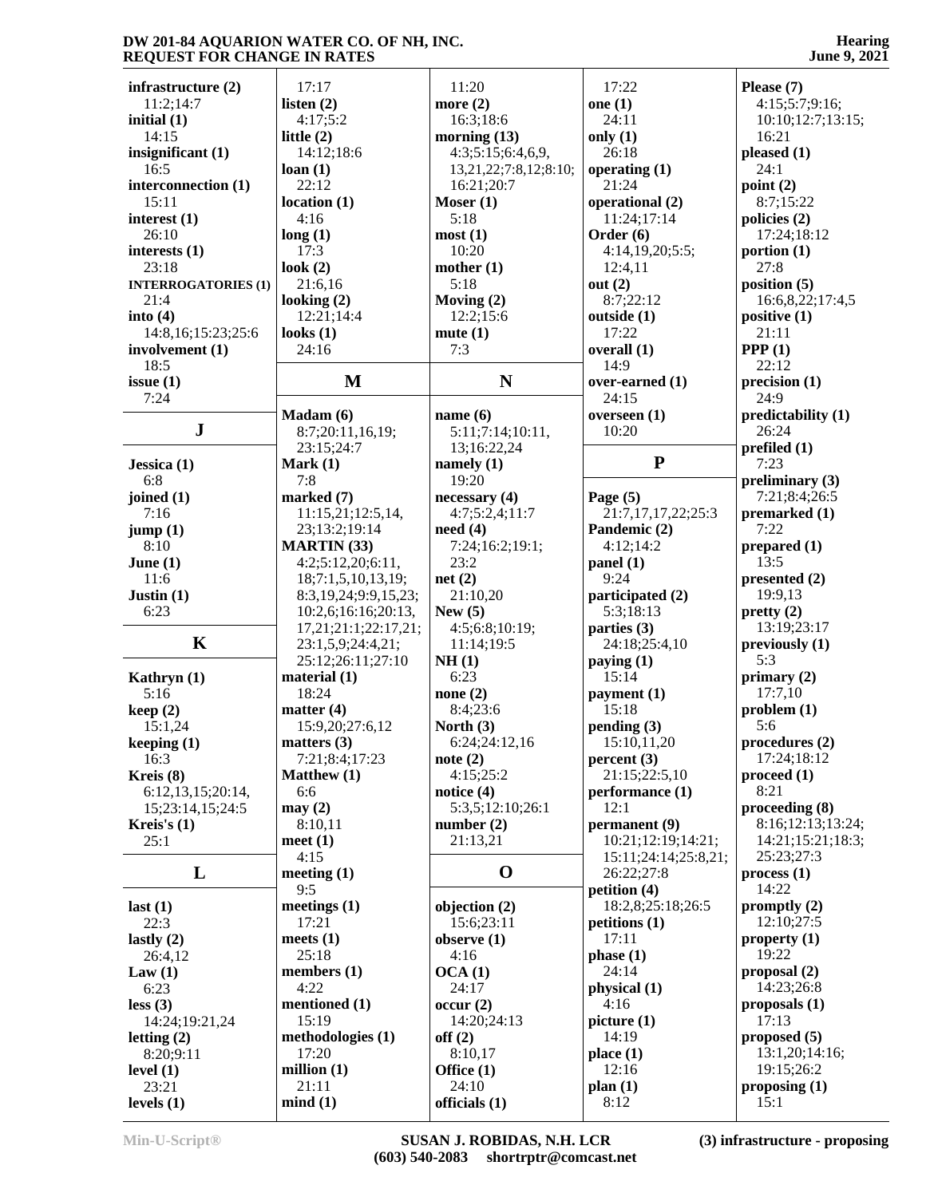**infrastructure (2)**
11:2;14:7
**initial (1)**
14:15
**insignificant (1)**
16:5
**interconnection (1)**
15:11
**interest (1)**
26:10
**interests (1)**
23:18
**INTERROGATORIES (1)**
21:4
**into (4)**
14:8,16;15:23;25:6
**involvement (1)**
18:5
**issue (1)**
7:24

## J

**Jessica (1)**
6:8
**joined (1)**
7:16
**jump (1)**
8:10
**June (1)**
11:6
**Justin (1)**
6:23

## K

**Kathryn (1)**
5:16
**keep (2)**
15:1,24
**keeping (1)**
16:3
**Kreis (8)**
6:12,13,15;20:14,15;23:14,15;24:5
**Kreis's (1)**
25:1

## L

**last (1)**
22:3
**lastly (2)**
26:4,12
**Law (1)**
6:23
**less (3)**
14:24;19:21,24
**letting (2)**
8:20;9:11
**level (1)**
23:21
**levels (1)**
17:17
**listen (2)**
4:17;5:2
**little (2)**
14:12;18:6
**loan (1)**
22:12
**location (1)**
4:16
**long (1)**
17:3
**look (2)**
21:6,16
**looking (2)**
12:21;14:4
**looks (1)**
24:16

## M

**Madam (6)**
8:7;20:11,16,19;23:15;24:7
**Mark (1)**
7:8
**marked (7)**
11:15,21;12:5,14,23;13:2;19:14
**MARTIN (33)**
4:2;5:12,20;6:11,18;7:1,5,10,13,19;8:3,19,24;9:9,15,23;10:2,6;16:16;20:13,17,21;21:1;22:17,21;23:1,5,9;24:4,21;25:12;26:11;27:10
**material (1)**
18:24
**matter (4)**
15:9,20;27:6,12
**matters (3)**
7:21;8:4;17:23
**Matthew (1)**
6:6
**may (2)**
8:10,11
**meet (1)**
4:15
**meeting (1)**
9:5
**meetings (1)**
17:21
**meets (1)**
25:18
**members (1)**
4:22
**mentioned (1)**
15:19
**methodologies (1)**
17:20
**million (1)**
21:11
**mind (1)**
11:20
**more (2)**
16:3;18:6
**morning (13)**
4:3;5:15;6:4,6,9,13,21,22;7:8,12;8:10;16:21;20:7
**Moser (1)**
5:18
**most (1)**
10:20
**mother (1)**
5:18
**Moving (2)**
12:2;15:6
**mute (1)**
7:3

## N

**name (6)**
5:11;7:14;10:11,13;16:22,24
**namely (1)**
19:20
**necessary (4)**
4:7;5:2,4;11:7
**need (4)**
7:24;16:2;19:1;23:2
**net (2)**
21:10,20
**New (5)**
4:5;6:8;10:19;11:14;19:5
**NH (1)**
6:23
**none (2)**
8:4;23:6
**North (3)**
6:24;24:12,16
**note (2)**
4:15;25:2
**notice (4)**
5:3,5;12:10;26:1
**number (2)**
21:13,21

## O

**objection (2)**
15:6;23:11
**observe (1)**
4:16
**OCA (1)**
24:17
**occur (2)**
14:20;24:13
**off (2)**
8:10,17
**Office (1)**
24:10
**officials (1)**
17:22
**one (1)**
24:11
**only (1)**
26:18
**operating (1)**
21:24
**operational (2)**
11:24;17:14
**Order (6)**
4:14,19,20;5:5;12:4,11
**out (2)**
8:7;22:12
**outside (1)**
17:22
**overall (1)**
14:9
**over-earned (1)**
24:15
**overseen (1)**
10:20

## P

**Page (5)**
21:7,17,17,22;25:3
**Pandemic (2)**
4:12;14:2
**panel (1)**
9:24
**participated (2)**
5:3;18:13
**parties (3)**
24:18;25:4,10
**paying (1)**
15:14
**payment (1)**
15:18
**pending (3)**
15:10,11,20
**percent (3)**
21:15;22:5,10
**performance (1)**
12:1
**permanent (9)**
10:21;12:19;14:21;15:11;24:14;25:8,21;26:22;27:8
**petition (4)**
18:2,8;25:18;26:5
**petitions (1)**
17:11
**phase (1)**
24:14
**physical (1)**
4:16
**picture (1)**
14:19
**place (1)**
12:16
**plan (1)**
8:12
**Please (7)**
4:15;5:7;9:16;10:10;12:7;13:15;16:21
**pleased (1)**
24:1
**point (2)**
8:7;15:22
**policies (2)**
17:24;18:12
**portion (1)**
27:8
**position (5)**
16:6,8,22;17:4,5
**positive (1)**
21:11
**PPP (1)**
22:12
**precision (1)**
24:9
**predictability (1)**
26:24
**prefiled (1)**
7:23
**preliminary (3)**
7:21;8:4;26:5
**premarked (1)**
7:22
**prepared (1)**
13:5
**presented (2)**
19:9,13
**pretty (2)**
13:19;23:17
**previously (1)**
5:3
**primary (2)**
17:7,10
**problem (1)**
5:6
**procedures (2)**
17:24;18:12
**proceed (1)**
8:21
**proceeding (8)**
8:16;12:13;13:24;14:21;15:21;18:3;25:23;27:3
**process (1)**
14:22
**promptly (2)**
12:10;27:5
**property (1)**
19:22
**proposal (2)**
14:23;26:8
**proposals (1)**
17:13
**proposed (5)**
13:1,20;14:16;19:15;26:2
**proposing (1)**
15:1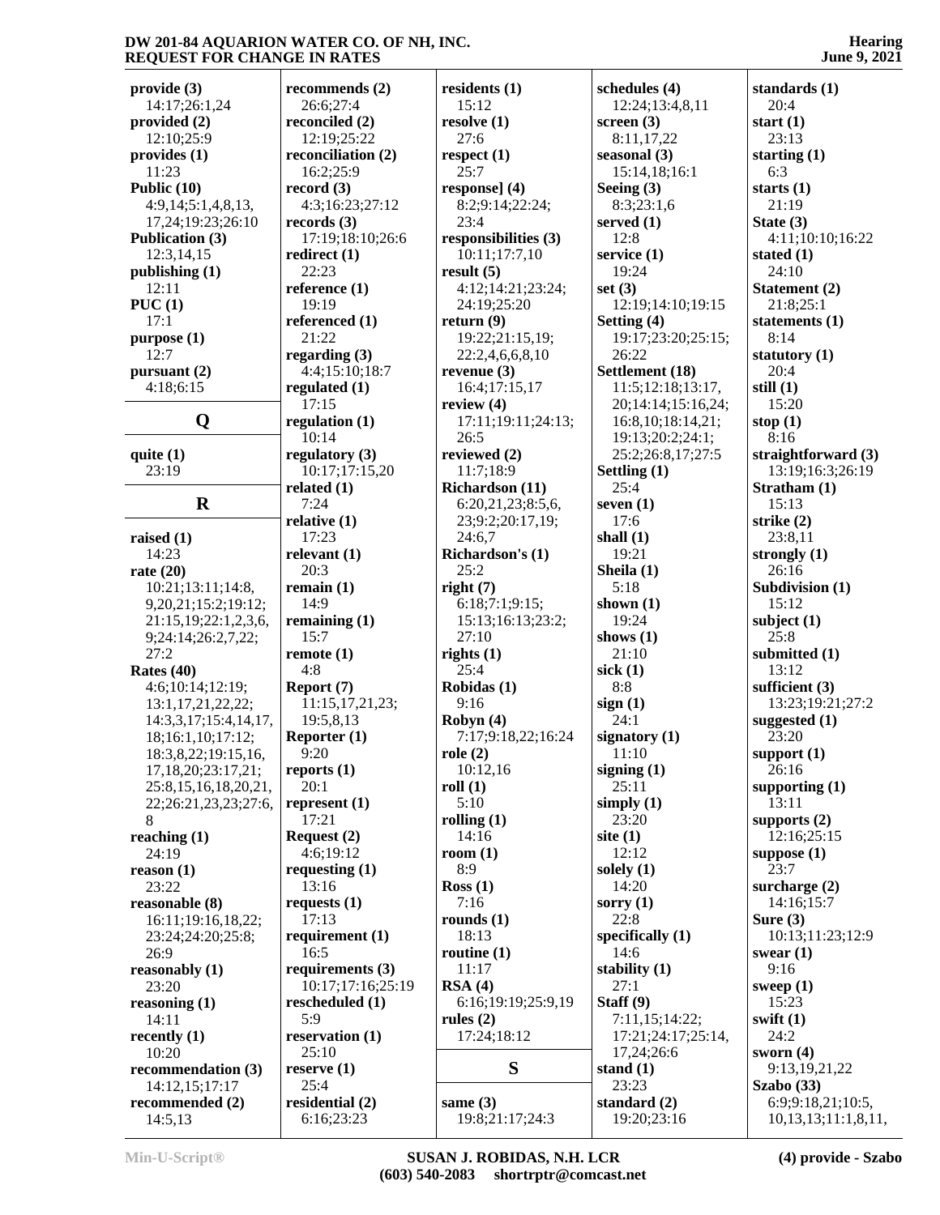**provide (3)**
14:17;26:1,24
**provided (2)**
12:10;25:9
**provides (1)**
11:23
**Public (10)**
4:9,14;5:1,4,8,13,
17,24;19:23;26:10
**Publication (3)**
12:3,14,15
**publishing (1)**
12:11
**PUC (1)**
17:1
**purpose (1)**
12:7
**pursuant (2)**
4:18;6:15

## Q

**quite (1)**
23:19

## R

**raised (1)**
14:23
**rate (20)**
10:21;13:11;14:8,
9,20,21;15:2;19:12;
21:15,19;22:1,2,3,6,
9;24:14;26:2,7,22;
27:2
**Rates (40)**
4:6;10:14;12:19;
13:1,17,21,22,22;
14:3,3,17;15:4,14,17,
18;16:1,10;17:12;
18:3,8,22;19:15,16,
17,18,20;23:17,21;
25:8,15,16,18,20,21,
22;26:21,23,23;27:6,
8
**reaching (1)**
24:19
**reason (1)**
23:22
**reasonable (8)**
16:11;19:16,18,22;
23:24;24:20;25:8;
26:9
**reasonably (1)**
23:20
**reasoning (1)**
14:11
**recently (1)**
10:20
**recommendation (3)**
14:12,15;17:17
**recommended (2)**
14:5,13
**recommends (2)**
26:6;27:4
**reconciled (2)**
12:19;25:22
**reconciliation (2)**
16:2;25:9
**record (3)**
4:3;16:23;27:12
**records (3)**
17:19;18:10;26:6
**redirect (1)**
22:23
**reference (1)**
19:19
**referenced (1)**
21:22
**regarding (3)**
4:4;15:10;18:7
**regulated (1)**
17:15
**regulation (1)**
10:14
**regulatory (3)**
10:17;17:15,20
**related (1)**
7:24
**relative (1)**
17:23
**relevant (1)**
20:3
**remain (1)**
14:9
**remaining (1)**
15:7
**remote (1)**
4:8
**Report (7)**
11:15,17,21,23;
19:5,8,13
**Reporter (1)**
9:20
**reports (1)**
20:1
**represent (1)**
17:21
**Request (2)**
4:6;19:12
**requesting (1)**
13:16
**requests (1)**
17:13
**requirement (1)**
16:5
**requirements (3)**
10:17;17:16;25:19
**rescheduled (1)**
5:9
**reservation (1)**
25:10
**reserve (1)**
25:4
**residential (2)**
6:16;23:23
**residents (1)**
15:12
**resolve (1)**
27:6
**respect (1)**
25:7
**response] (4)**
8:2;9:14;22:24;
23:4
**responsibilities (3)**
10:11;17:7,10
**result (5)**
4:12;14:21;23:24;
24:19;25:20
**return (9)**
19:22;21:15,19;
22:2,4,6,6,8,10
**revenue (3)**
16:4;17:15,17
**review (4)**
17:11;19:11;24:13;
26:5
**reviewed (2)**
11:7;18:9
**Richardson (11)**
6:20,21,23;8:5,6,
23;9:2;20:17,19;
24:6,7
**Richardson's (1)**
25:2
**right (7)**
6:18;7:1;9:15;
15:13;16:13;23:2;
27:10
**rights (1)**
25:4
**Robidas (1)**
9:16
**Robyn (4)**
7:17;9:18,22;16:24
**role (2)**
10:12,16
**roll (1)**
5:10
**rolling (1)**
14:16
**room (1)**
8:9
**Ross (1)**
7:16
**rounds (1)**
18:13
**routine (1)**
11:17
**RSA (4)**
6:16;19:19;25:9,19
**rules (2)**
17:24;18:12

## S

**same (3)**
19:8;21:17;24:3
**schedules (4)**
12:24;13:4,8,11
**screen (3)**
8:11,17,22
**seasonal (3)**
15:14,18;16:1
**Seeing (3)**
8:3;23:1,6
**served (1)**
12:8
**service (1)**
19:24
**set (3)**
12:19;14:10;19:15
**Setting (4)**
19:17;23:20;25:15;
26:22
**Settlement (18)**
11:5;12:18;13:17,
20;14:14;15:16,24;
16:8,10;18:14,21;
19:13;20:2;24:1;
25:2;26:8,17;27:5
**Settling (1)**
25:4
**seven (1)**
17:6
**shall (1)**
19:21
**Sheila (1)**
5:18
**shown (1)**
19:24
**shows (1)**
21:10
**sick (1)**
8:8
**sign (1)**
24:1
**signatory (1)**
11:10
**signing (1)**
25:11
**simply (1)**
23:20
**site (1)**
12:12
**solely (1)**
14:20
**sorry (1)**
22:8
**specifically (1)**
14:6
**stability (1)**
27:1
**Staff (9)**
7:11,15;14:22;
17:21;24:17;25:14,
17,24;26:6
**stand (1)**
23:23
**standard (2)**
19:20;23:16
**standards (1)**
20:4
**start (1)**
23:13
**starting (1)**
6:3
**starts (1)**
21:19
**State (3)**
4:11;10:10;16:22
**stated (1)**
24:10
**Statement (2)**
21:8;25:1
**statements (1)**
8:14
**statutory (1)**
20:4
**still (1)**
15:20
**stop (1)**
8:16
**straightforward (3)**
13:19;16:3;26:19
**Stratham (1)**
15:13
**strike (2)**
23:8,11
**strongly (1)**
26:16
**Subdivision (1)**
15:12
**subject (1)**
25:8
**submitted (1)**
13:12
**sufficient (3)**
13:23;19:21;27:2
**suggested (1)**
23:20
**support (1)**
26:16
**supporting (1)**
13:11
**supports (2)**
12:16;25:15
**suppose (1)**
23:7
**surcharge (2)**
14:16;15:7
**Sure (3)**
10:13;11:23;12:9
**swear (1)**
9:16
**sweep (1)**
15:23
**swift (1)**
24:2
**sworn (4)**
9:13,19,21,22
**Szabo (33)**
6:9;9:18,21;10:5,
10,13,13;11:1,8,11,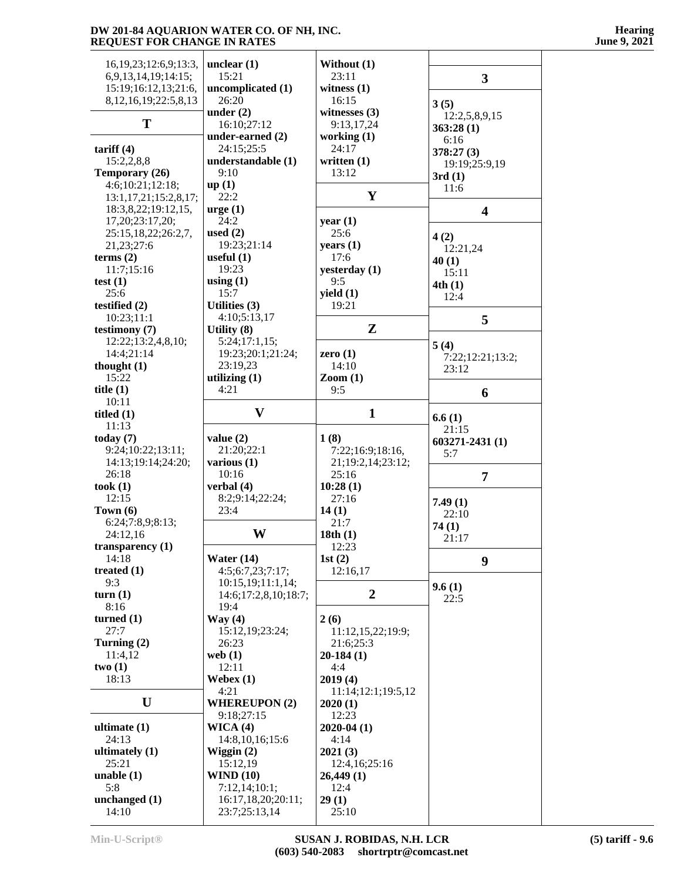16,19,23;12:6,9;13:3,
6,9,13,14,19;14:15;
15:19;16:12,13;21:6,
8,12,16,19;22:5,8,13

## T

**tariff (4)**
15:2,2,8,8
**Temporary (26)**
4:6;10:21;12:18;
13:1,17,21;15:2,8,17;
18:3,8,22;19:12,15,
17,20;23:17,20;
25:15,18,22;26:2,7,
21,23;27:6
**terms (2)**
11:7;15:16
**test (1)**
25:6
**testified (2)**
10:23;11:1
**testimony (7)**
12:22;13:2,4,8,10;
14:4;21:14
**thought (1)**
15:22
**title (1)**
10:11
**titled (1)**
11:13
**today (7)**
9:24;10:22;13:11;
14:13;19:14;24:20;
26:18
**took (1)**
12:15
**Town (6)**
6:24;7:8,9;8:13;
24:12,16
**transparency (1)**
14:18
**treated (1)**
9:3
**turn (1)**
8:16
**turned (1)**
27:7
**Turning (2)**
11:4,12
**two (1)**
18:13

## U

**ultimate (1)**
24:13
**ultimately (1)**
25:21
**unable (1)**
5:8
**unchanged (1)**
14:10
**unclear (1)**
15:21
**uncomplicated (1)**
26:20
**under (2)**
16:10;27:12
**under-earned (2)**
24:15;25:5
**understandable (1)**
9:10
**up (1)**
22:2
**urge (1)**
24:2
**used (2)**
19:23;21:14
**useful (1)**
19:23
**using (1)**
15:7
**Utilities (3)**
4:10;5:13,17
**Utility (8)**
5:24;17:1,15;
19:23;20:1;21:24;
23:19,23
**utilizing (1)**
4:21

## V

**value (2)**
21:20;22:1
**various (1)**
10:16
**verbal (4)**
8:2;9:14;22:24;
23:4

## W

**Water (14)**
4:5;6:7,23;7:17;
10:15,19;11:1,14;
14:6;17:2,8,10;18:7;
19:4
**Way (4)**
15:12,19;23:24;
26:23
**web (1)**
12:11
**Webex (1)**
4:21
**WHEREUPON (2)**
9:18;27:15
**WICA (4)**
14:8,10,16;15:6
**Wiggin (2)**
15:12,19
**WIND (10)**
7:12,14;10:1;
16:17,18,20;20:11;
23:7;25:13,14
**Without (1)**
23:11
**witness (1)**
16:15
**witnesses (3)**
9:13,17,24
**working (1)**
24:17
**written (1)**
13:12

## Y

**year (1)**
25:6
**years (1)**
17:6
**yesterday (1)**
9:5
**yield (1)**
19:21

## Z

**zero (1)**
14:10
**Zoom (1)**
9:5

## 1

**1 (8)**
7:22;16:9;18:16,
21;19:2,14;23:12;
25:16
**10:28 (1)**
27:16
**14 (1)**
21:7
**18th (1)**
12:23
**1st (2)**
12:16,17

## 2

**2 (6)**
11:12,15,22;19:9;
21:6;25:3
**20-184 (1)**
4:4
**2019 (4)**
11:14;12:1;19:5,12
**2020 (1)**
12:23
**2020-04 (1)**
4:14
**2021 (3)**
12:4,16;25:16
**26,449 (1)**
12:4
**29 (1)**
25:10

## 3

**3 (5)**
12:2,5,8,9,15
**363:28 (1)**
6:16
**378:27 (3)**
19:19;25:9,19
**3rd (1)**
11:6

## 4

**4 (2)**
12:21,24
**40 (1)**
15:11
**4th (1)**
12:4

## 5

**5 (4)**
7:22;12:21;13:2;
23:12

## 6

**6.6 (1)**
21:15
**603271-2431 (1)**
5:7

## 7

**7.49 (1)**
22:10
**74 (1)**
21:17

## 9

**9.6 (1)**
22:5